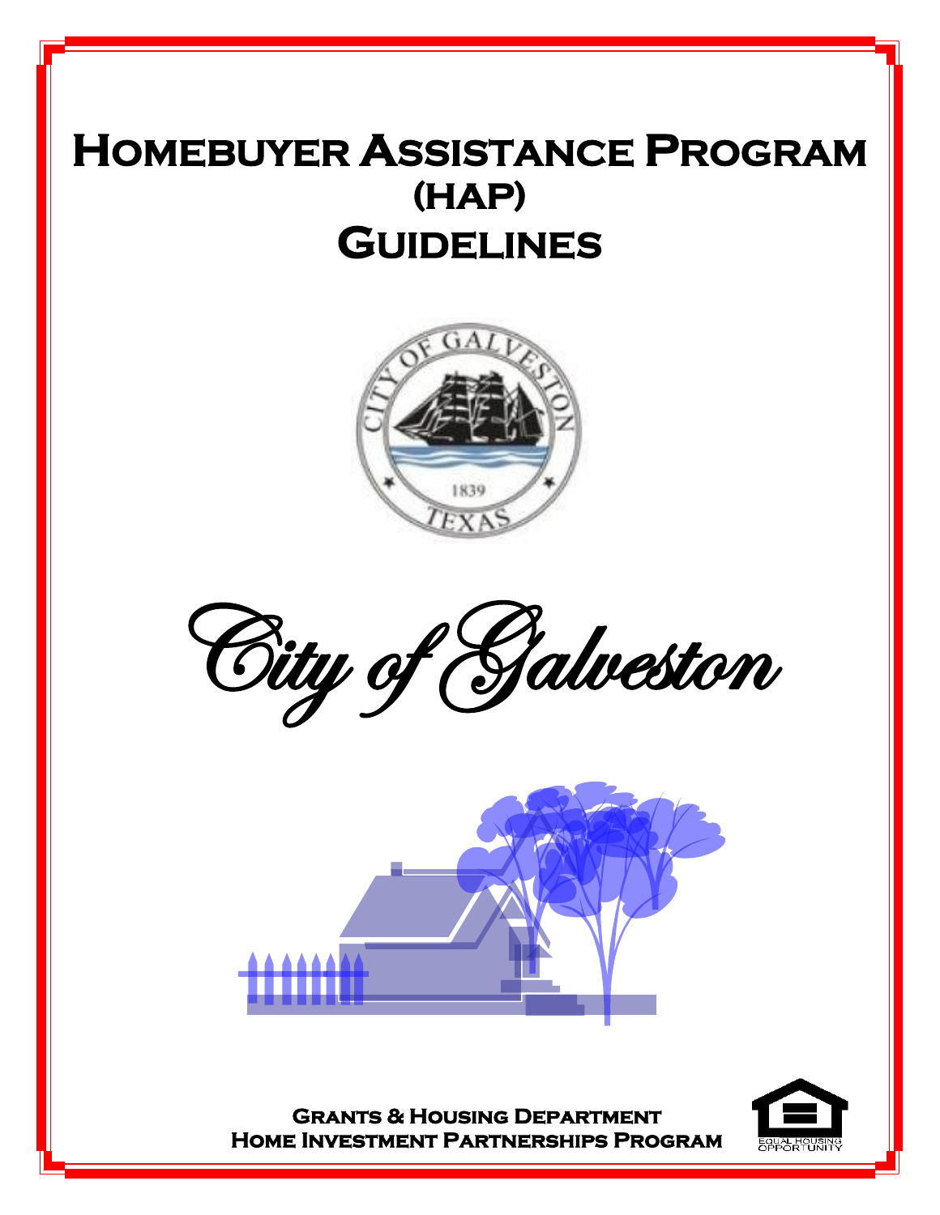# Homebuyer Assistance Program (HAP) Guidelines

City of Galveston

**Grants & Housing Department**
**Home Investment Partnerships Program**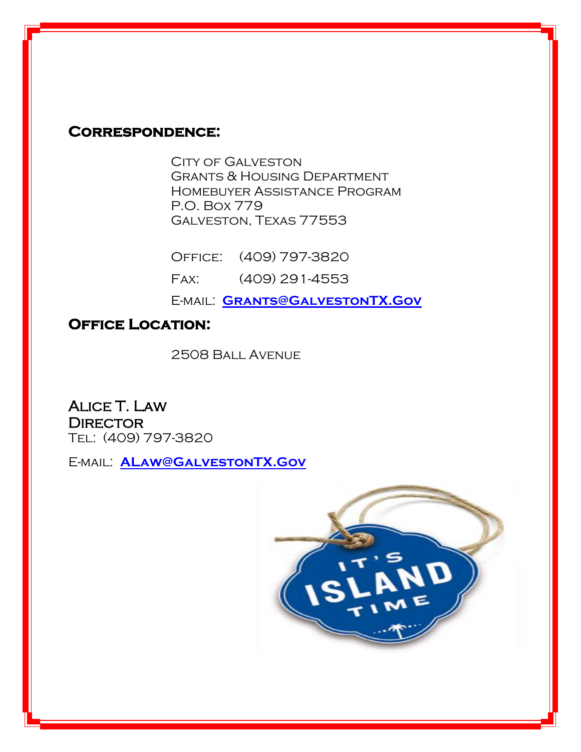## Correspondence:

City of Galveston
Grants & Housing Department
Homebuyer Assistance Program
P.O. Box 779
Galveston, Texas 77553

Office: (409) 797-3820

Fax: (409) 291-4553

E-mail: **Grants@GalvestonTX.Gov**

## Office Location:

2508 Ball Avenue

Alice T. Law
Director
Tel: (409) 797-3820

E-mail: **ALaw@GalvestonTX.Gov**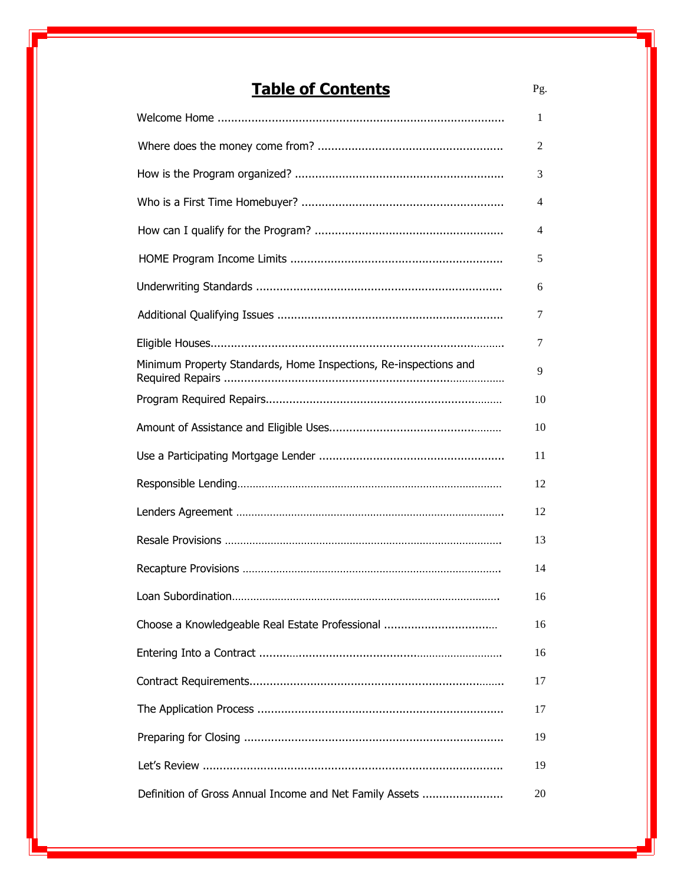# Table of Contents

| | Pg. |
|---|---|
| Welcome Home | 1 |
| Where does the money come from? | 2 |
| How is the Program organized? | 3 |
| Who is a First Time Homebuyer? | 4 |
| How can I qualify for the Program? | 4 |
| HOME Program Income Limits | 5 |
| Underwriting Standards | 6 |
| Additional Qualifying Issues | 7 |
| Eligible Houses | 7 |
| Minimum Property Standards, Home Inspections, Re-inspections and Required Repairs | 9 |
| Program Required Repairs | 10 |
| Amount of Assistance and Eligible Uses | 10 |
| Use a Participating Mortgage Lender | 11 |
| Responsible Lending | 12 |
| Lenders Agreement | 12 |
| Resale Provisions | 13 |
| Recapture Provisions | 14 |
| Loan Subordination | 16 |
| Choose a Knowledgeable Real Estate Professional | 16 |
| Entering Into a Contract | 16 |
| Contract Requirements | 17 |
| The Application Process | 17 |
| Preparing for Closing | 19 |
| Let's Review | 19 |
| Definition of Gross Annual Income and Net Family Assets | 20 |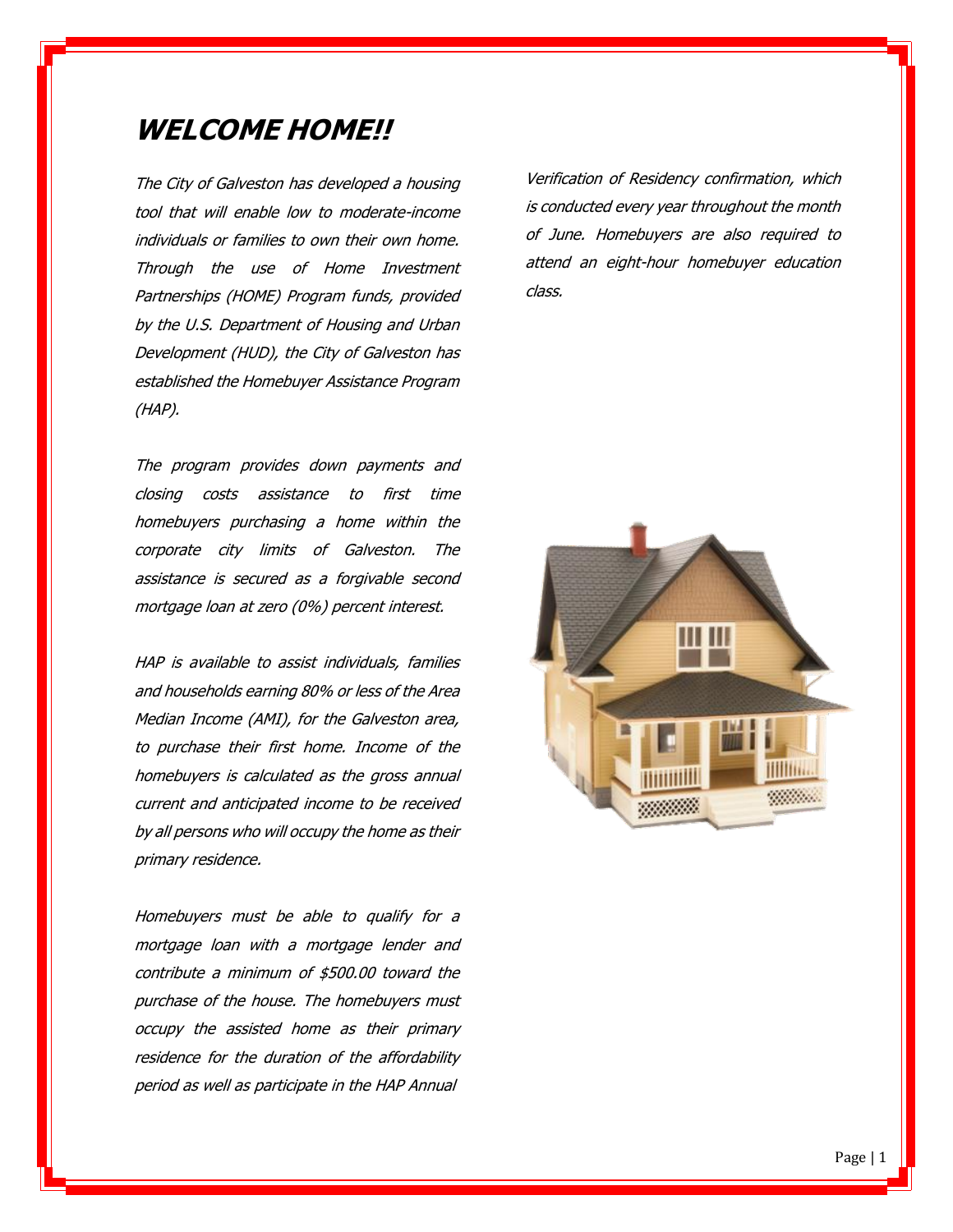# *WELCOME HOME!!*

*The City of Galveston has developed a housing tool that will enable low to moderate-income individuals or families to own their own home. Through the use of Home Investment Partnerships (HOME) Program funds, provided by the U.S. Department of Housing and Urban Development (HUD), the City of Galveston has established the Homebuyer Assistance Program (HAP).*

*The program provides down payments and closing costs assistance to first time homebuyers purchasing a home within the corporate city limits of Galveston. The assistance is secured as a forgivable second mortgage loan at zero (0%) percent interest.*

*HAP is available to assist individuals, families and households earning 80% or less of the Area Median Income (AMI), for the Galveston area, to purchase their first home. Income of the homebuyers is calculated as the gross annual current and anticipated income to be received by all persons who will occupy the home as their primary residence.*

*Homebuyers must be able to qualify for a mortgage loan with a mortgage lender and contribute a minimum of $500.00 toward the purchase of the house. The homebuyers must occupy the assisted home as their primary residence for the duration of the affordability period as well as participate in the HAP Annual Verification of Residency confirmation, which is conducted every year throughout the month of June. Homebuyers are also required to attend an eight-hour homebuyer education class.*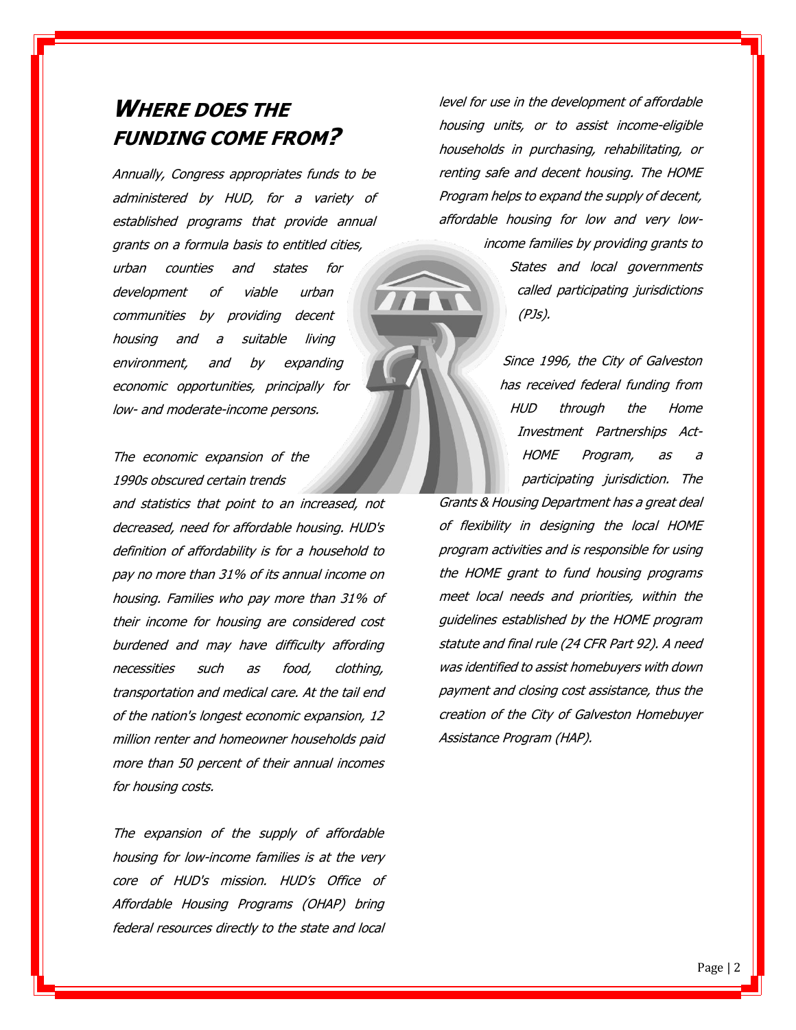## *WHERE DOES THE FUNDING COME FROM?*

*Annually, Congress appropriates funds to be administered by HUD, for a variety of established programs that provide annual grants on a formula basis to entitled cities, urban counties and states for development of viable urban communities by providing decent housing and a suitable living environment, and by expanding economic opportunities, principally for low- and moderate-income persons.*

*The economic expansion of the 1990s obscured certain trends and statistics that point to an increased, not decreased, need for affordable housing. HUD's definition of affordability is for a household to pay no more than 31% of its annual income on housing. Families who pay more than 31% of their income for housing are considered cost burdened and may have difficulty affording necessities such as food, clothing, transportation and medical care. At the tail end of the nation's longest economic expansion, 12 million renter and homeowner households paid more than 50 percent of their annual incomes for housing costs.*

*The expansion of the supply of affordable housing for low-income families is at the very core of HUD's mission. HUD's Office of Affordable Housing Programs (OHAP) bring federal resources directly to the state and local level for use in the development of affordable housing units, or to assist income-eligible households in purchasing, rehabilitating, or renting safe and decent housing. The HOME Program helps to expand the supply of decent, affordable housing for low and very low-income families by providing grants to States and local governments called participating jurisdictions (PJs).*

*Since 1996, the City of Galveston has received federal funding from HUD through the Home Investment Partnerships Act-HOME Program, as a participating jurisdiction. The Grants & Housing Department has a great deal of flexibility in designing the local HOME program activities and is responsible for using the HOME grant to fund housing programs meet local needs and priorities, within the guidelines established by the HOME program statute and final rule (24 CFR Part 92). A need was identified to assist homebuyers with down payment and closing cost assistance, thus the creation of the City of Galveston Homebuyer Assistance Program (HAP).*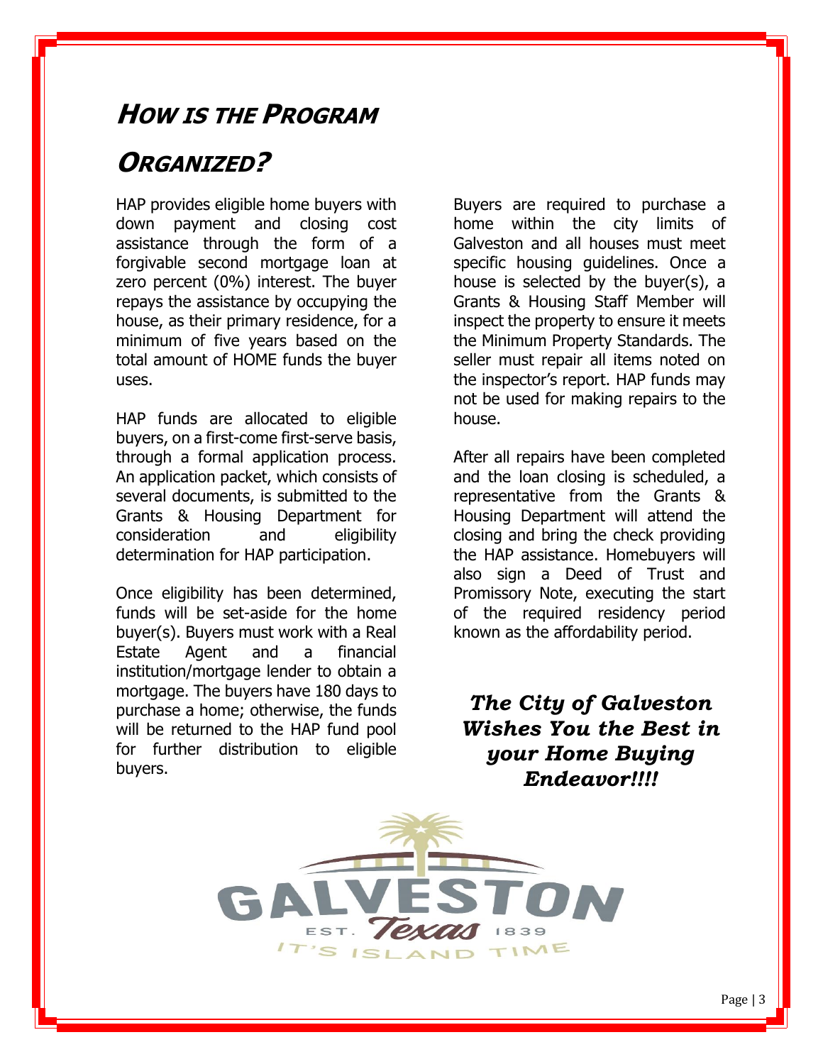## How is the Program Organized?

HAP provides eligible home buyers with down payment and closing cost assistance through the form of a forgivable second mortgage loan at zero percent (0%) interest. The buyer repays the assistance by occupying the house, as their primary residence, for a minimum of five years based on the total amount of HOME funds the buyer uses.

HAP funds are allocated to eligible buyers, on a first-come first-serve basis, through a formal application process. An application packet, which consists of several documents, is submitted to the Grants & Housing Department for consideration and eligibility determination for HAP participation.

Once eligibility has been determined, funds will be set-aside for the home buyer(s). Buyers must work with a Real Estate Agent and a financial institution/mortgage lender to obtain a mortgage. The buyers have 180 days to purchase a home; otherwise, the funds will be returned to the HAP fund pool for further distribution to eligible buyers.

Buyers are required to purchase a home within the city limits of Galveston and all houses must meet specific housing guidelines. Once a house is selected by the buyer(s), a Grants & Housing Staff Member will inspect the property to ensure it meets the Minimum Property Standards. The seller must repair all items noted on the inspector's report. HAP funds may not be used for making repairs to the house.

After all repairs have been completed and the loan closing is scheduled, a representative from the Grants & Housing Department will attend the closing and bring the check providing the HAP assistance. Homebuyers will also sign a Deed of Trust and Promissory Note, executing the start of the required residency period known as the affordability period.

***The City of Galveston Wishes You the Best in your Home Buying Endeavor!!!!***

GALVESTON
EST. Texas 1839
IT'S ISLAND TIME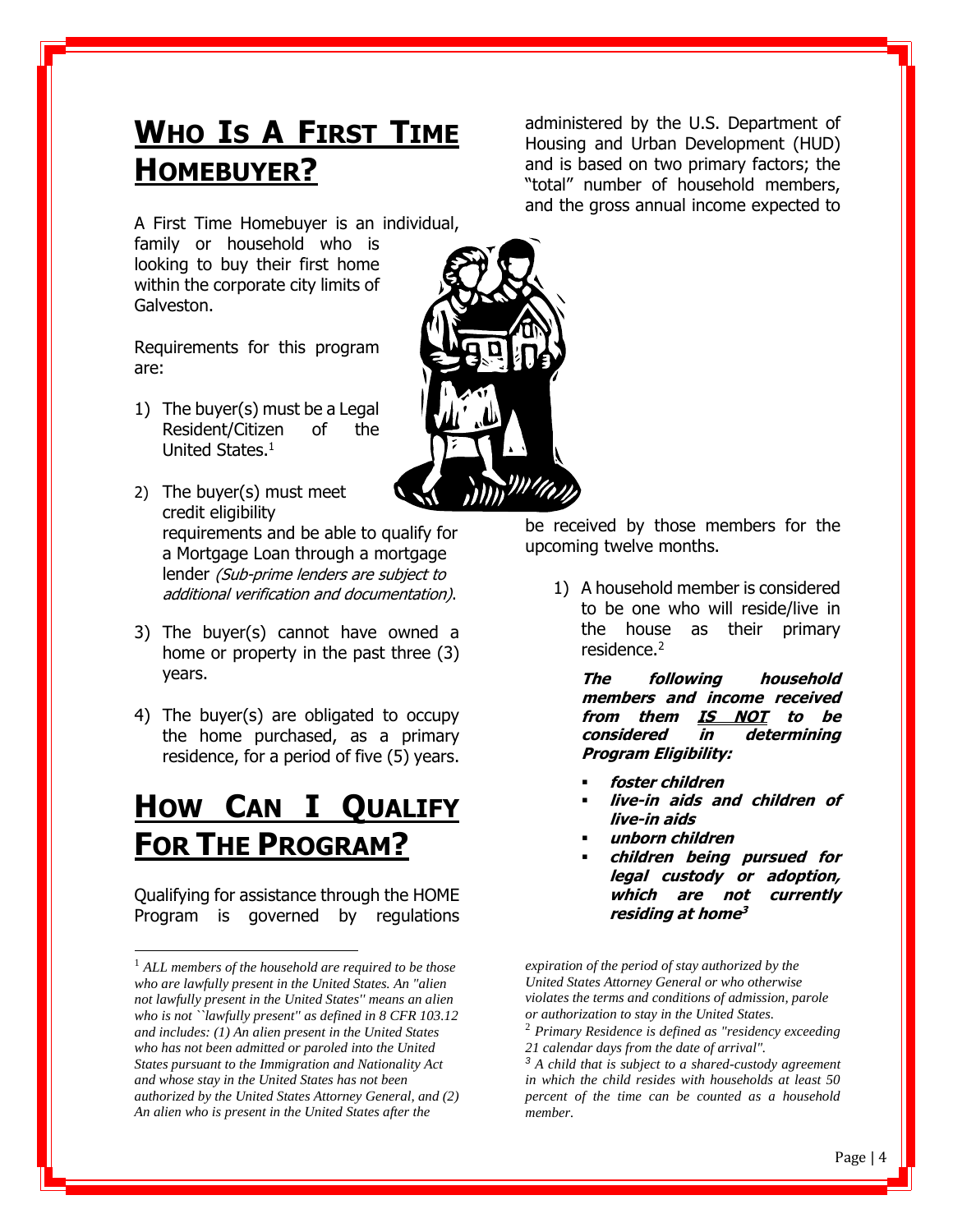# Who Is A First Time Homebuyer?

A First Time Homebuyer is an individual, family or household who is looking to buy their first home within the corporate city limits of Galveston.

Requirements for this program are:

1) The buyer(s) must be a Legal Resident/Citizen of the United States.[1]
2) The buyer(s) must meet credit eligibility requirements and be able to qualify for a Mortgage Loan through a mortgage lender *(Sub-prime lenders are subject to additional verification and documentation).*
3) The buyer(s) cannot have owned a home or property in the past three (3) years.
4) The buyer(s) are obligated to occupy the home purchased, as a primary residence, for a period of five (5) years.

# How Can I Qualify For The Program?

Qualifying for assistance through the HOME Program is governed by regulations administered by the U.S. Department of Housing and Urban Development (HUD) and is based on two primary factors; the "total" number of household members, and the gross annual income expected to be received by those members for the upcoming twelve months.

1) A household member is considered to be one who will reside/live in the house as their primary residence.[2]

***The following household members and income received from them <u>IS NOT</u> to be considered in determining Program Eligibility:***

- ***foster children***
- ***live-in aids and children of live-in aids***
- ***unborn children***
- ***children being pursued for legal custody or adoption, which are not currently residing at home[3]***

---

[1] *ALL members of the household are required to be those who are lawfully present in the United States. An "alien not lawfully present in the United States'' means an alien who is not ``lawfully present'' as defined in 8 CFR 103.12 and includes: (1) An alien present in the United States who has not been admitted or paroled into the United States pursuant to the Immigration and Nationality Act and whose stay in the United States has not been authorized by the United States Attorney General, and (2) An alien who is present in the United States after the expiration of the period of stay authorized by the United States Attorney General or who otherwise violates the terms and conditions of admission, parole or authorization to stay in the United States.*

[2] *Primary Residence is defined as "residency exceeding 21 calendar days from the date of arrival".*

[3] *A child that is subject to a shared-custody agreement in which the child resides with households at least 50 percent of the time can be counted as a household member.*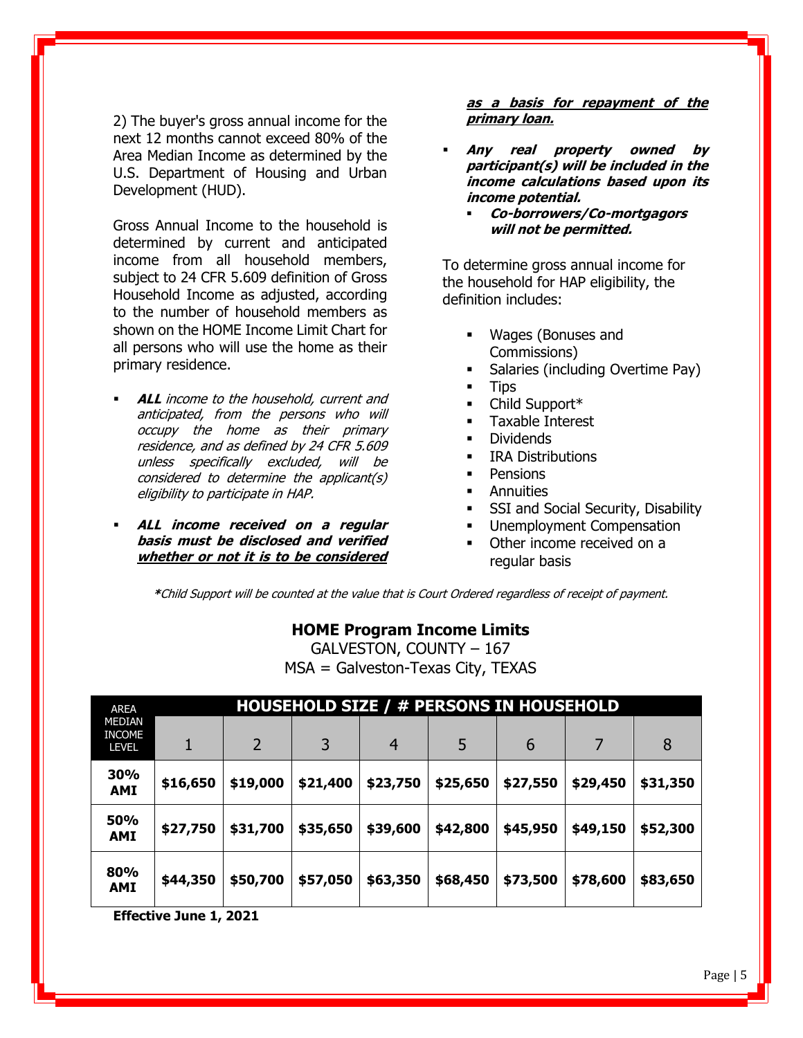2) The buyer's gross annual income for the next 12 months cannot exceed 80% of the Area Median Income as determined by the U.S. Department of Housing and Urban Development (HUD).

Gross Annual Income to the household is determined by current and anticipated income from all household members, subject to 24 CFR 5.609 definition of Gross Household Income as adjusted, according to the number of household members as shown on the HOME Income Limit Chart for all persons who will use the home as their primary residence.

- ***ALL*** *income to the household, current and anticipated, from the persons who will occupy the home as their primary residence, and as defined by 24 CFR 5.609 unless specifically excluded, will be considered to determine the applicant(s) eligibility to participate in HAP.*
- ***ALL income received on a regular basis must be disclosed and verified <u>whether or not it is to be considered as a basis for repayment of the primary loan.</u>***
- ***Any real property owned by participant(s) will be included in the income calculations based upon its income potential.***
  - ***Co-borrowers/Co-mortgagors will not be permitted.***

To determine gross annual income for the household for HAP eligibility, the definition includes:

- Wages (Bonuses and Commissions)
- Salaries (including Overtime Pay)
- Tips
- Child Support*
- Taxable Interest
- Dividends
- IRA Distributions
- Pensions
- Annuities
- SSI and Social Security, Disability
- Unemployment Compensation
- Other income received on a regular basis

***\****Child Support will be counted at the value that is Court Ordered regardless of receipt of payment.*

## HOME Program Income Limits

GALVESTON, COUNTY – 167

MSA = Galveston-Texas City, TEXAS

| AREA MEDIAN INCOME LEVEL | HOUSEHOLD SIZE / # PERSONS IN HOUSEHOLD | | | | | | | |
|---|---|---|---|---|---|---|---|---|
| | 1 | 2 | 3 | 4 | 5 | 6 | 7 | 8 |
| **30% AMI** | **$16,650** | **$19,000** | **$21,400** | **$23,750** | **$25,650** | **$27,550** | **$29,450** | **$31,350** |
| **50% AMI** | **$27,750** | **$31,700** | **$35,650** | **$39,600** | **$42,800** | **$45,950** | **$49,150** | **$52,300** |
| **80% AMI** | **$44,350** | **$50,700** | **$57,050** | **$63,350** | **$68,450** | **$73,500** | **$78,600** | **$83,650** |

**Effective June 1, 2021**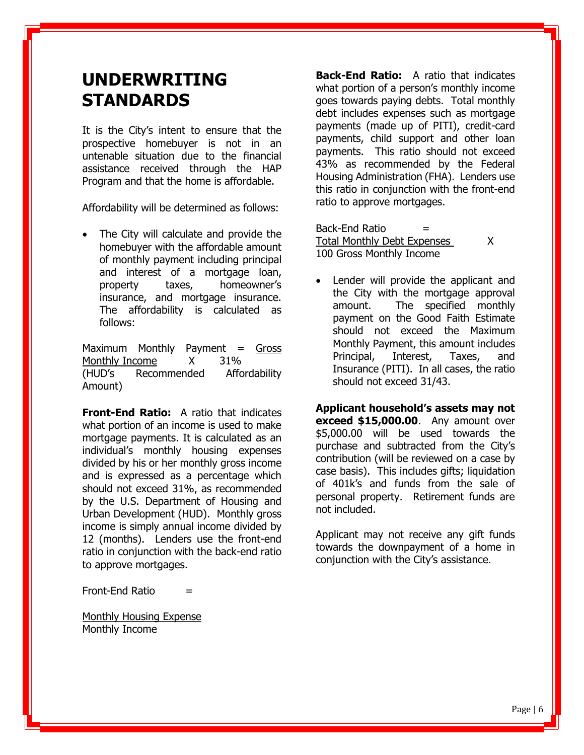# UNDERWRITING STANDARDS

It is the City's intent to ensure that the prospective homebuyer is not in an untenable situation due to the financial assistance received through the HAP Program and that the home is affordable.

Affordability will be determined as follows:

- The City will calculate and provide the homebuyer with the affordable amount of monthly payment including principal and interest of a mortgage loan, property taxes, homeowner's insurance, and mortgage insurance. The affordability is calculated as follows:

Maximum Monthly Payment = Gross Monthly Income X 31% (HUD's Recommended Affordability Amount)

**Front-End Ratio:** A ratio that indicates what portion of an income is used to make mortgage payments. It is calculated as an individual's monthly housing expenses divided by his or her monthly gross income and is expressed as a percentage which should not exceed 31%, as recommended by the U.S. Department of Housing and Urban Development (HUD). Monthly gross income is simply annual income divided by 12 (months). Lenders use the front-end ratio in conjunction with the back-end ratio to approve mortgages.

Front-End Ratio =

$$\frac{\text{Monthly Housing Expense}}{\text{Monthly Income}}$$

**Back-End Ratio:** A ratio that indicates what portion of a person's monthly income goes towards paying debts. Total monthly debt includes expenses such as mortgage payments (made up of PITI), credit-card payments, child support and other loan payments. This ratio should not exceed 43% as recommended by the Federal Housing Administration (FHA). Lenders use this ratio in conjunction with the front-end ratio to approve mortgages.

Back-End Ratio =

$$\frac{\text{Total Monthly Debt Expenses}}{\text{Gross Monthly Income}} \times 100$$

- Lender will provide the applicant and the City with the mortgage approval amount. The specified monthly payment on the Good Faith Estimate should not exceed the Maximum Monthly Payment, this amount includes Principal, Interest, Taxes, and Insurance (PITI). In all cases, the ratio should not exceed 31/43.

**Applicant household's assets may not exceed $15,000.00**. Any amount over $5,000.00 will be used towards the purchase and subtracted from the City's contribution (will be reviewed on a case by case basis). This includes gifts; liquidation of 401k's and funds from the sale of personal property. Retirement funds are not included.

Applicant may not receive any gift funds towards the downpayment of a home in conjunction with the City's assistance.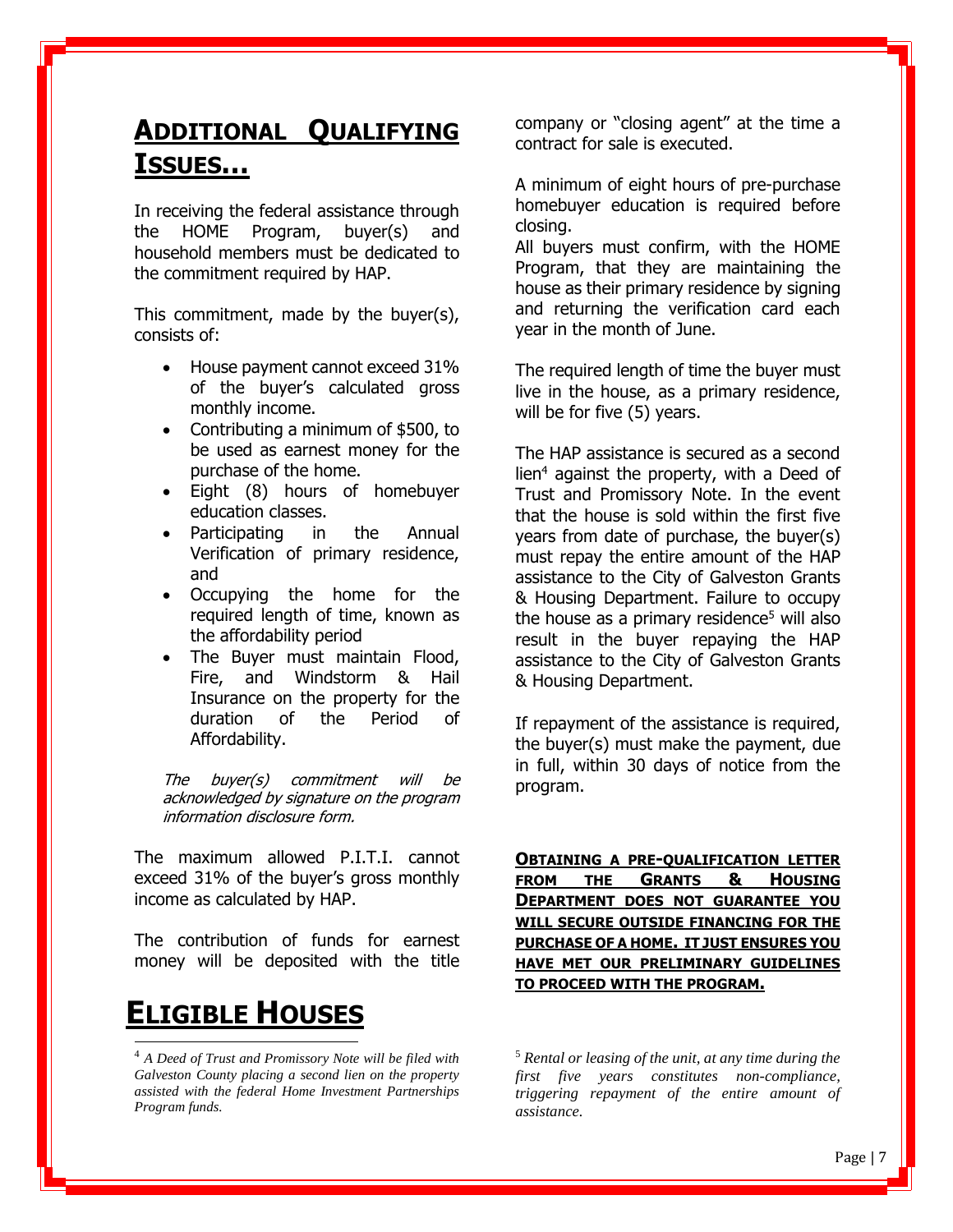## ADDITIONAL QUALIFYING ISSUES…

In receiving the federal assistance through the HOME Program, buyer(s) and household members must be dedicated to the commitment required by HAP.

This commitment, made by the buyer(s), consists of:

- House payment cannot exceed 31% of the buyer's calculated gross monthly income.
- Contributing a minimum of $500, to be used as earnest money for the purchase of the home.
- Eight (8) hours of homebuyer education classes.
- Participating in the Annual Verification of primary residence, and
- Occupying the home for the required length of time, known as the affordability period
- The Buyer must maintain Flood, Fire, and Windstorm & Hail Insurance on the property for the duration of the Period of Affordability.

*The buyer(s) commitment will be acknowledged by signature on the program information disclosure form.*

The maximum allowed P.I.T.I. cannot exceed 31% of the buyer's gross monthly income as calculated by HAP.

The contribution of funds for earnest money will be deposited with the title company or "closing agent" at the time a contract for sale is executed.

A minimum of eight hours of pre-purchase homebuyer education is required before closing.

All buyers must confirm, with the HOME Program, that they are maintaining the house as their primary residence by signing and returning the verification card each year in the month of June.

The required length of time the buyer must live in the house, as a primary residence, will be for five (5) years.

The HAP assistance is secured as a second lien[4] against the property, with a Deed of Trust and Promissory Note. In the event that the house is sold within the first five years from date of purchase, the buyer(s) must repay the entire amount of the HAP assistance to the City of Galveston Grants & Housing Department. Failure to occupy the house as a primary residence[5] will also result in the buyer repaying the HAP assistance to the City of Galveston Grants & Housing Department.

If repayment of the assistance is required, the buyer(s) must make the payment, due in full, within 30 days of notice from the program.

**OBTAINING A PRE-QUALIFICATION LETTER FROM THE GRANTS & HOUSING DEPARTMENT DOES NOT GUARANTEE YOU WILL SECURE OUTSIDE FINANCING FOR THE PURCHASE OF A HOME. IT JUST ENSURES YOU HAVE MET OUR PRELIMINARY GUIDELINES TO PROCEED WITH THE PROGRAM.**

## ELIGIBLE HOUSES

[4] *A Deed of Trust and Promissory Note will be filed with Galveston County placing a second lien on the property assisted with the federal Home Investment Partnerships Program funds.*

[5] *Rental or leasing of the unit, at any time during the first five years constitutes non-compliance, triggering repayment of the entire amount of assistance.*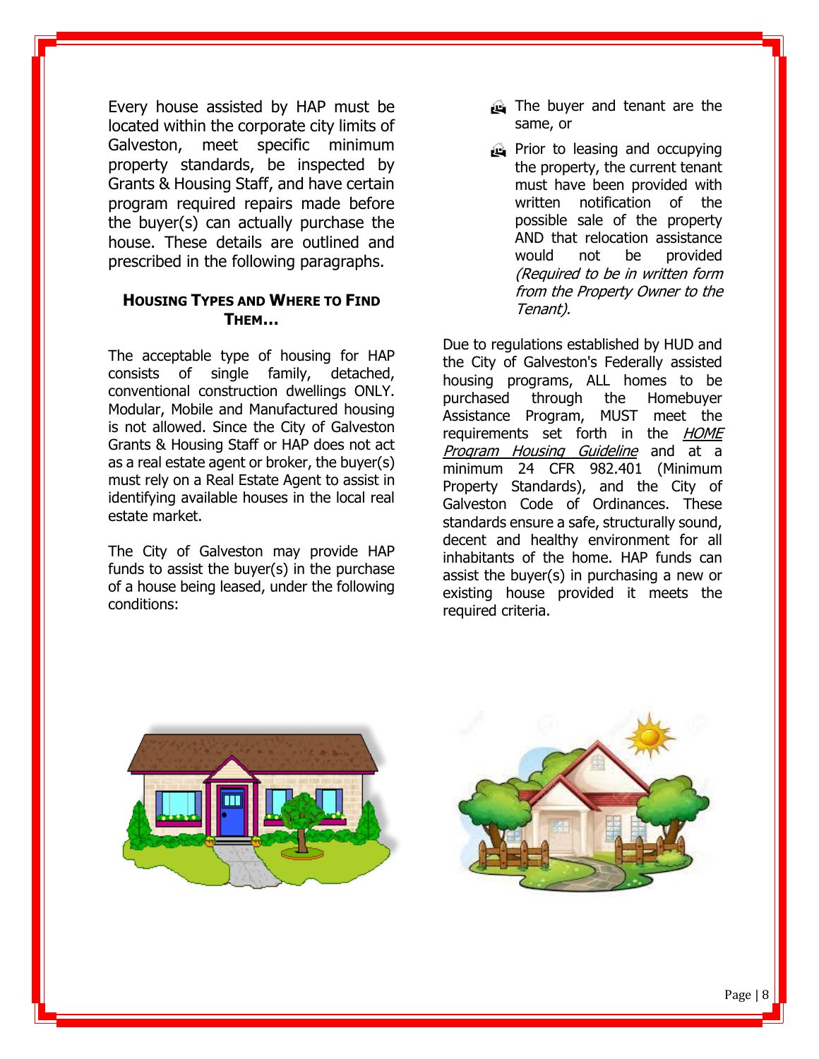Every house assisted by HAP must be located within the corporate city limits of Galveston, meet specific minimum property standards, be inspected by Grants & Housing Staff, and have certain program required repairs made before the buyer(s) can actually purchase the house. These details are outlined and prescribed in the following paragraphs.

### **Housing Types and Where to Find Them…**

The acceptable type of housing for HAP consists of single family, detached, conventional construction dwellings ONLY. Modular, Mobile and Manufactured housing is not allowed. Since the City of Galveston Grants & Housing Staff or HAP does not act as a real estate agent or broker, the buyer(s) must rely on a Real Estate Agent to assist in identifying available houses in the local real estate market.

The City of Galveston may provide HAP funds to assist the buyer(s) in the purchase of a house being leased, under the following conditions:

- The buyer and tenant are the same, or
- Prior to leasing and occupying the property, the current tenant must have been provided with written notification of the possible sale of the property AND that relocation assistance would not be provided *(Required to be in written form from the Property Owner to the Tenant).*

Due to regulations established by HUD and the City of Galveston's Federally assisted housing programs, ALL homes to be purchased through the Homebuyer Assistance Program, MUST meet the requirements set forth in the *HOME Program Housing Guideline* and at a minimum 24 CFR 982.401 (Minimum Property Standards), and the City of Galveston Code of Ordinances. These standards ensure a safe, structurally sound, decent and healthy environment for all inhabitants of the home. HAP funds can assist the buyer(s) in purchasing a new or existing house provided it meets the required criteria.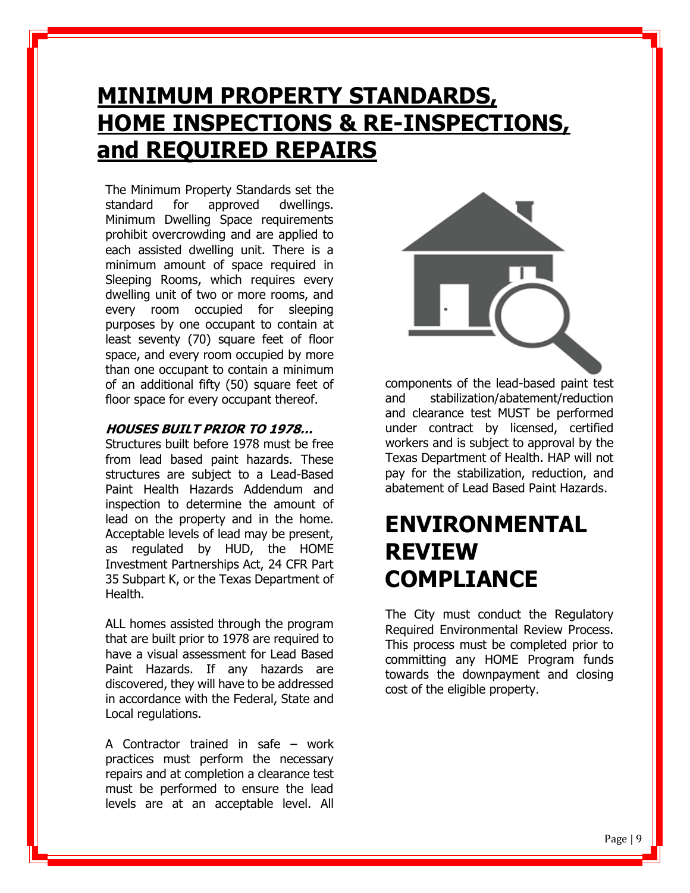# MINIMUM PROPERTY STANDARDS, HOME INSPECTIONS & RE-INSPECTIONS, and REQUIRED REPAIRS

The Minimum Property Standards set the standard for approved dwellings. Minimum Dwelling Space requirements prohibit overcrowding and are applied to each assisted dwelling unit. There is a minimum amount of space required in Sleeping Rooms, which requires every dwelling unit of two or more rooms, and every room occupied for sleeping purposes by one occupant to contain at least seventy (70) square feet of floor space, and every room occupied by more than one occupant to contain a minimum of an additional fifty (50) square feet of floor space for every occupant thereof.

***HOUSES BUILT PRIOR TO 1978…***

Structures built before 1978 must be free from lead based paint hazards. These structures are subject to a Lead-Based Paint Health Hazards Addendum and inspection to determine the amount of lead on the property and in the home. Acceptable levels of lead may be present, as regulated by HUD, the HOME Investment Partnerships Act, 24 CFR Part 35 Subpart K, or the Texas Department of Health.

ALL homes assisted through the program that are built prior to 1978 are required to have a visual assessment for Lead Based Paint Hazards. If any hazards are discovered, they will have to be addressed in accordance with the Federal, State and Local regulations.

A Contractor trained in safe – work practices must perform the necessary repairs and at completion a clearance test must be performed to ensure the lead levels are at an acceptable level. All components of the lead-based paint test and stabilization/abatement/reduction and clearance test MUST be performed under contract by licensed, certified workers and is subject to approval by the Texas Department of Health. HAP will not pay for the stabilization, reduction, and abatement of Lead Based Paint Hazards.

# ENVIRONMENTAL REVIEW COMPLIANCE

The City must conduct the Regulatory Required Environmental Review Process. This process must be completed prior to committing any HOME Program funds towards the downpayment and closing cost of the eligible property.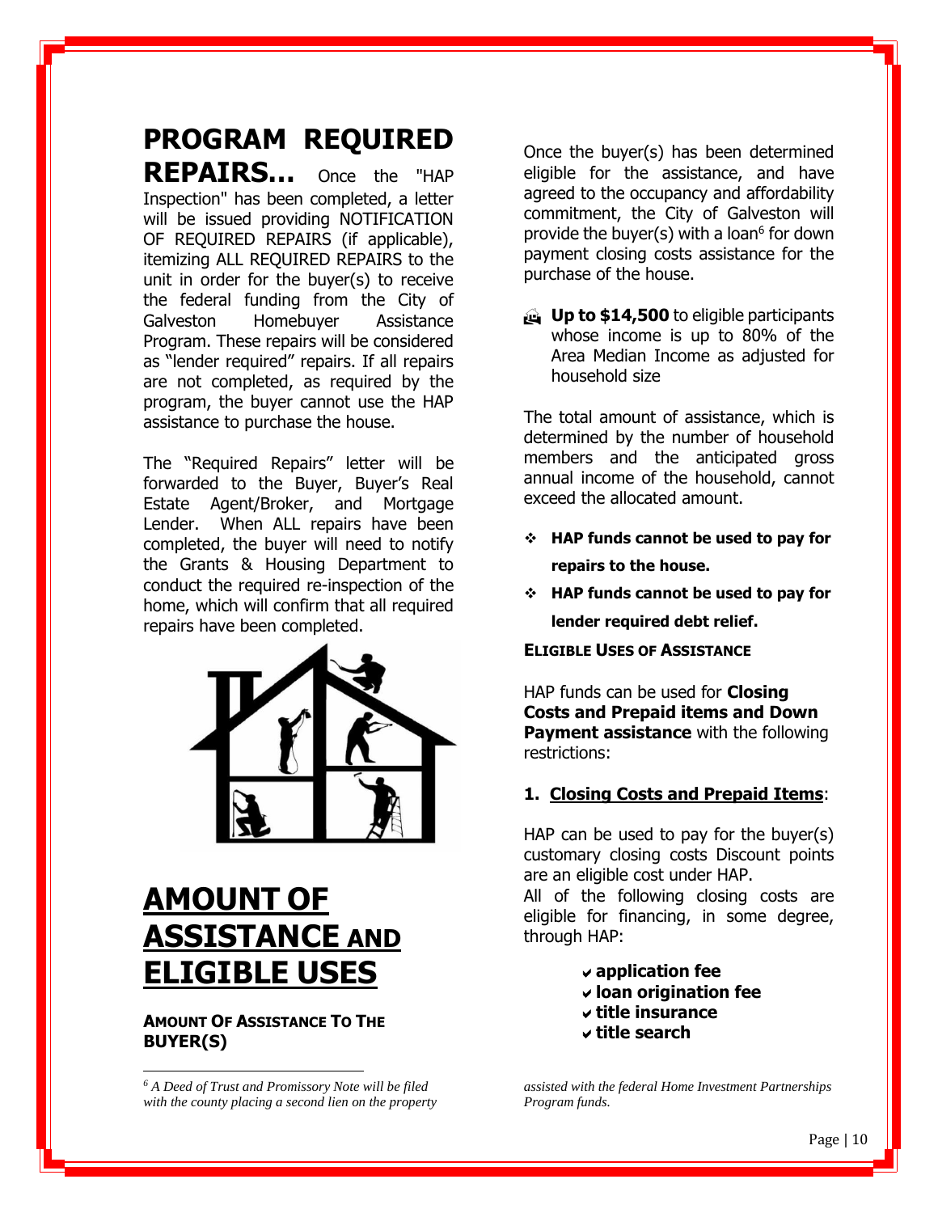## PROGRAM REQUIRED REPAIRS…

Once the "HAP Inspection" has been completed, a letter will be issued providing NOTIFICATION OF REQUIRED REPAIRS (if applicable), itemizing ALL REQUIRED REPAIRS to the unit in order for the buyer(s) to receive the federal funding from the City of Galveston Homebuyer Assistance Program. These repairs will be considered as "lender required" repairs. If all repairs are not completed, as required by the program, the buyer cannot use the HAP assistance to purchase the house.

The "Required Repairs" letter will be forwarded to the Buyer, Buyer's Real Estate Agent/Broker, and Mortgage Lender. When ALL repairs have been completed, the buyer will need to notify the Grants & Housing Department to conduct the required re-inspection of the home, which will confirm that all required repairs have been completed.

# AMOUNT OF ASSISTANCE AND ELIGIBLE USES

**AMOUNT OF ASSISTANCE TO THE BUYER(S)**

Once the buyer(s) has been determined eligible for the assistance, and have agreed to the occupancy and affordability commitment, the City of Galveston will provide the buyer(s) with a loan[6] for down payment closing costs assistance for the purchase of the house.

- **Up to $14,500** to eligible participants whose income is up to 80% of the Area Median Income as adjusted for household size

The total amount of assistance, which is determined by the number of household members and the anticipated gross annual income of the household, cannot exceed the allocated amount.

- **HAP funds cannot be used to pay for repairs to the house.**
- **HAP funds cannot be used to pay for lender required debt relief.**

**ELIGIBLE USES OF ASSISTANCE**

HAP funds can be used for **Closing Costs and Prepaid items and Down Payment assistance** with the following restrictions:

1. **Closing Costs and Prepaid Items**:

HAP can be used to pay for the buyer(s) customary closing costs Discount points are an eligible cost under HAP.
All of the following closing costs are eligible for financing, in some degree, through HAP:

- **application fee**
- **loan origination fee**
- **title insurance**
- **title search**

*[6] A Deed of Trust and Promissory Note will be filed with the county placing a second lien on the property assisted with the federal Home Investment Partnerships Program funds.*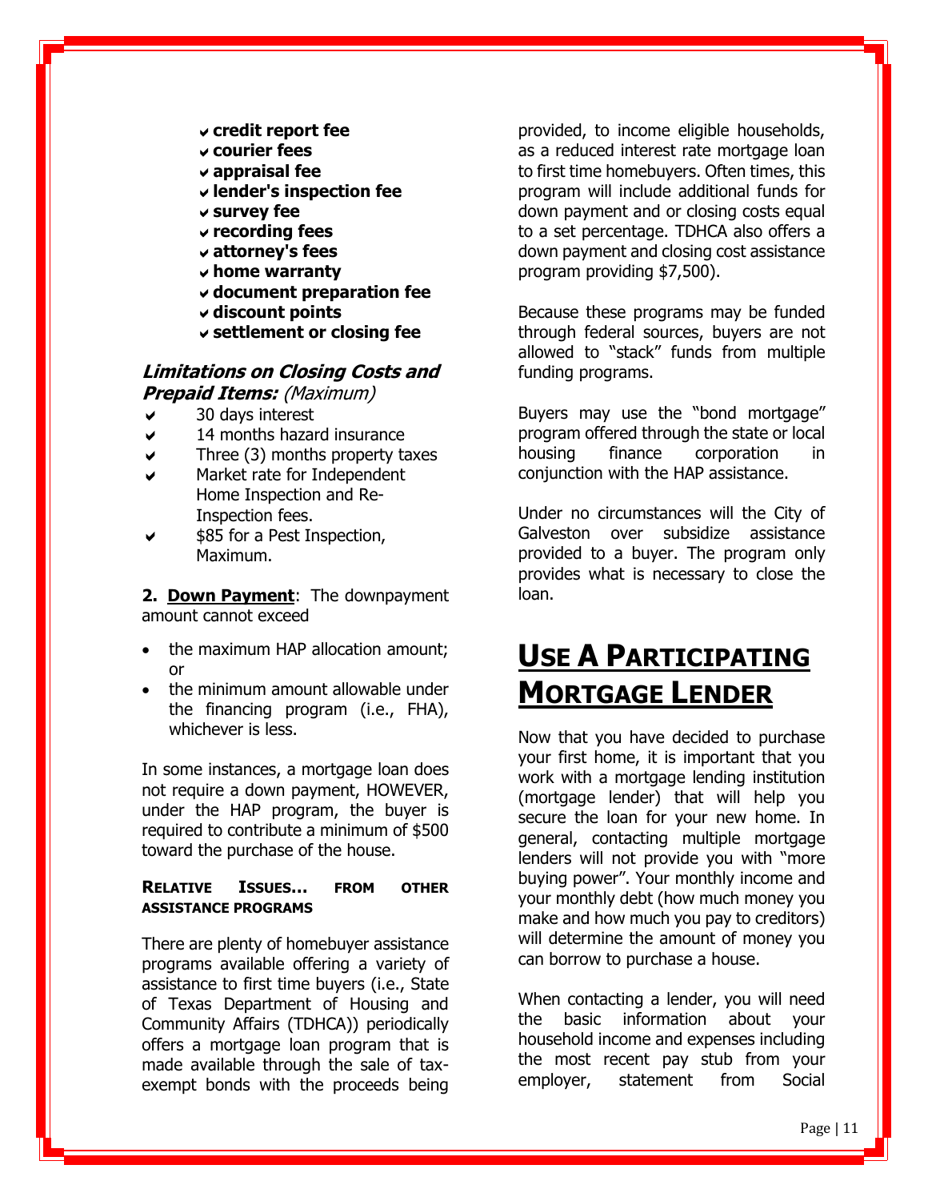- **credit report fee**
- **courier fees**
- **appraisal fee**
- **lender's inspection fee**
- **survey fee**
- **recording fees**
- **attorney's fees**
- **home warranty**
- **document preparation fee**
- **discount points**
- **settlement or closing fee**

***Limitations on Closing Costs and Prepaid Items:*** *(Maximum)*

- 30 days interest
- 14 months hazard insurance
- Three (3) months property taxes
- Market rate for Independent Home Inspection and Re-Inspection fees.
- $85 for a Pest Inspection, Maximum.

**2. <u>Down Payment</u>**: The downpayment amount cannot exceed

- the maximum HAP allocation amount; or
- the minimum amount allowable under the financing program (i.e., FHA), whichever is less.

In some instances, a mortgage loan does not require a down payment, HOWEVER, under the HAP program, the buyer is required to contribute a minimum of $500 toward the purchase of the house.

**RELATIVE ISSUES… FROM OTHER ASSISTANCE PROGRAMS**

There are plenty of homebuyer assistance programs available offering a variety of assistance to first time buyers (i.e., State of Texas Department of Housing and Community Affairs (TDHCA)) periodically offers a mortgage loan program that is made available through the sale of tax-exempt bonds with the proceeds being provided, to income eligible households, as a reduced interest rate mortgage loan to first time homebuyers. Often times, this program will include additional funds for down payment and or closing costs equal to a set percentage. TDHCA also offers a down payment and closing cost assistance program providing $7,500).

Because these programs may be funded through federal sources, buyers are not allowed to "stack" funds from multiple funding programs.

Buyers may use the "bond mortgage" program offered through the state or local housing finance corporation in conjunction with the HAP assistance.

Under no circumstances will the City of Galveston over subsidize assistance provided to a buyer. The program only provides what is necessary to close the loan.

# USE A PARTICIPATING MORTGAGE LENDER

Now that you have decided to purchase your first home, it is important that you work with a mortgage lending institution (mortgage lender) that will help you secure the loan for your new home. In general, contacting multiple mortgage lenders will not provide you with "more buying power". Your monthly income and your monthly debt (how much money you make and how much you pay to creditors) will determine the amount of money you can borrow to purchase a house.

When contacting a lender, you will need the basic information about your household income and expenses including the most recent pay stub from your employer, statement from Social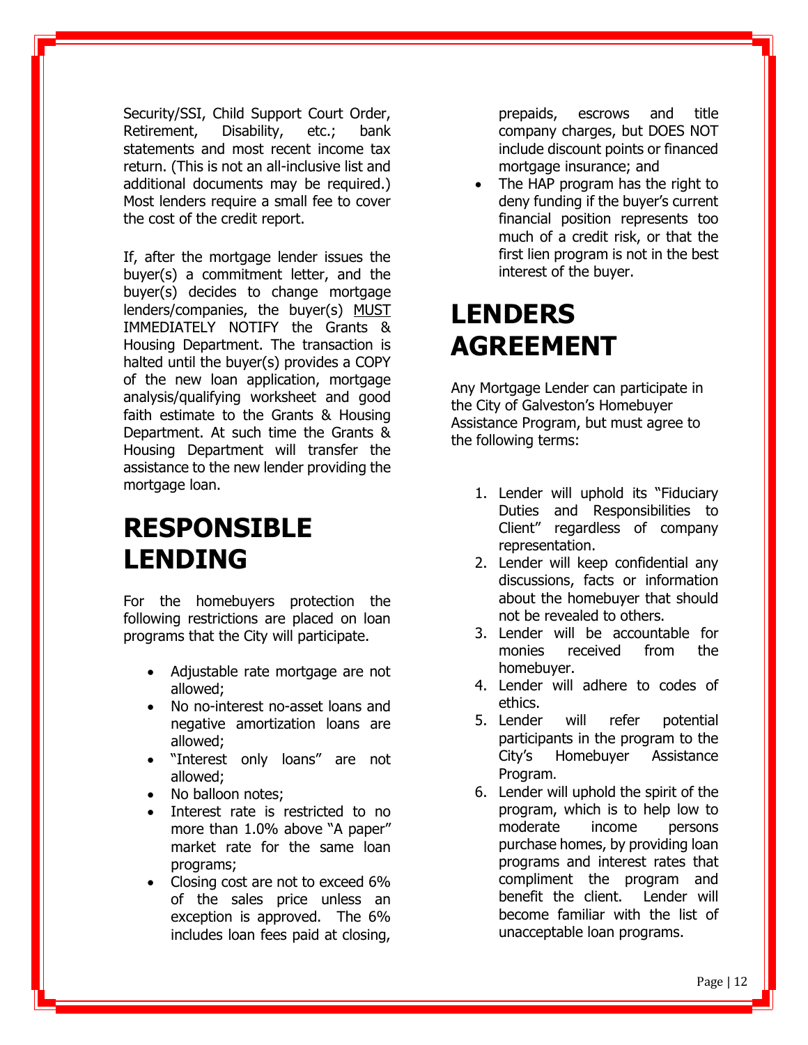Security/SSI, Child Support Court Order, Retirement, Disability, etc.; bank statements and most recent income tax return. (This is not an all-inclusive list and additional documents may be required.) Most lenders require a small fee to cover the cost of the credit report.

If, after the mortgage lender issues the buyer(s) a commitment letter, and the buyer(s) decides to change mortgage lenders/companies, the buyer(s) MUST IMMEDIATELY NOTIFY the Grants & Housing Department. The transaction is halted until the buyer(s) provides a COPY of the new loan application, mortgage analysis/qualifying worksheet and good faith estimate to the Grants & Housing Department. At such time the Grants & Housing Department will transfer the assistance to the new lender providing the mortgage loan.

# RESPONSIBLE LENDING

For the homebuyers protection the following restrictions are placed on loan programs that the City will participate.

- Adjustable rate mortgage are not allowed;
- No no-interest no-asset loans and negative amortization loans are allowed;
- "Interest only loans" are not allowed;
- No balloon notes;
- Interest rate is restricted to no more than 1.0% above "A paper" market rate for the same loan programs;
- Closing cost are not to exceed 6% of the sales price unless an exception is approved. The 6% includes loan fees paid at closing, prepaids, escrows and title company charges, but DOES NOT include discount points or financed mortgage insurance; and
- The HAP program has the right to deny funding if the buyer's current financial position represents too much of a credit risk, or that the first lien program is not in the best interest of the buyer.

# LENDERS AGREEMENT

Any Mortgage Lender can participate in the City of Galveston's Homebuyer Assistance Program, but must agree to the following terms:

1. Lender will uphold its "Fiduciary Duties and Responsibilities to Client" regardless of company representation.
2. Lender will keep confidential any discussions, facts or information about the homebuyer that should not be revealed to others.
3. Lender will be accountable for monies received from the homebuyer.
4. Lender will adhere to codes of ethics.
5. Lender will refer potential participants in the program to the City's Homebuyer Assistance Program.
6. Lender will uphold the spirit of the program, which is to help low to moderate income persons purchase homes, by providing loan programs and interest rates that compliment the program and benefit the client. Lender will become familiar with the list of unacceptable loan programs.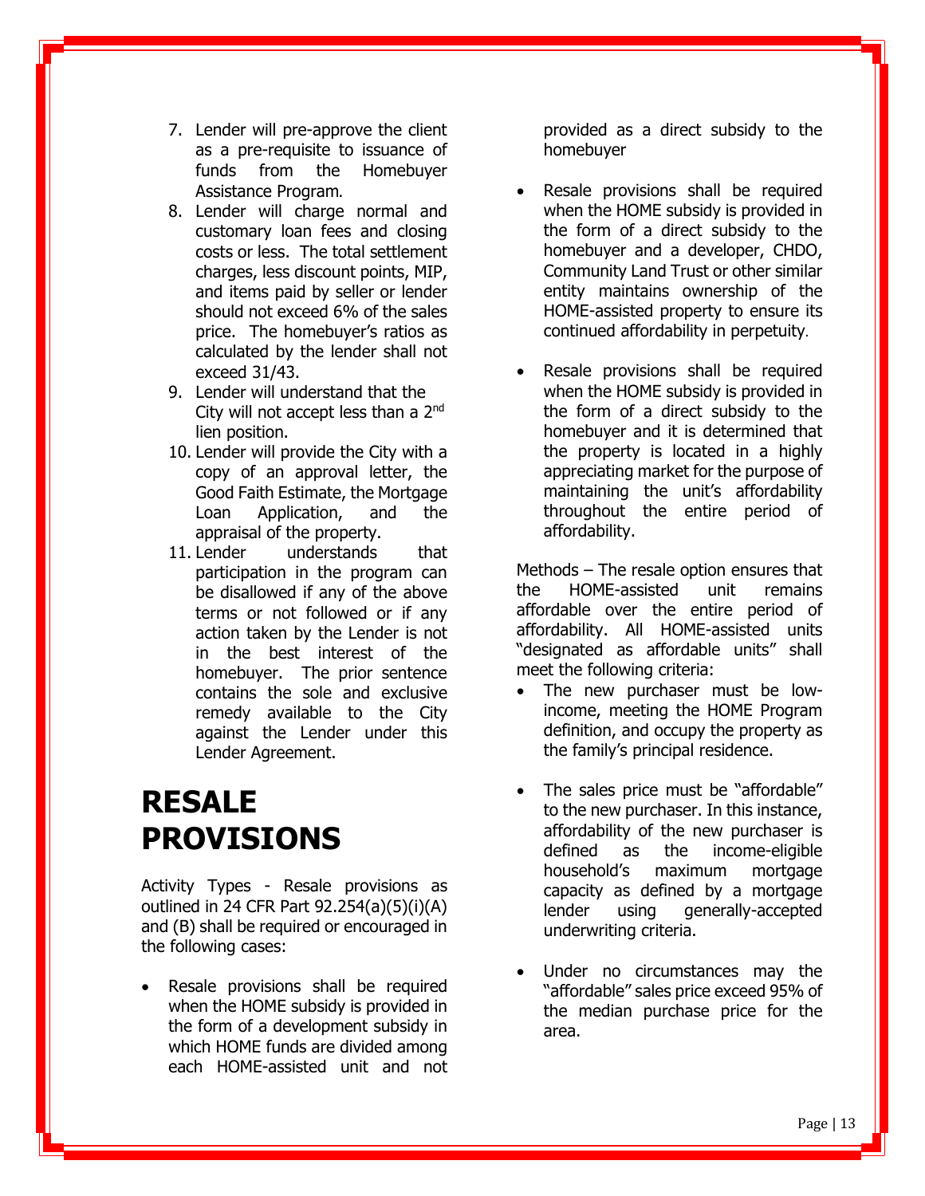7. Lender will pre-approve the client as a pre-requisite to issuance of funds from the Homebuyer Assistance Program.
8. Lender will charge normal and customary loan fees and closing costs or less. The total settlement charges, less discount points, MIP, and items paid by seller or lender should not exceed 6% of the sales price. The homebuyer's ratios as calculated by the lender shall not exceed 31/43.
9. Lender will understand that the City will not accept less than a 2nd lien position.
10. Lender will provide the City with a copy of an approval letter, the Good Faith Estimate, the Mortgage Loan Application, and the appraisal of the property.
11. Lender understands that participation in the program can be disallowed if any of the above terms or not followed or if any action taken by the Lender is not in the best interest of the homebuyer. The prior sentence contains the sole and exclusive remedy available to the City against the Lender under this Lender Agreement.

# RESALE PROVISIONS

Activity Types - Resale provisions as outlined in 24 CFR Part 92.254(a)(5)(i)(A) and (B) shall be required or encouraged in the following cases:

- Resale provisions shall be required when the HOME subsidy is provided in the form of a development subsidy in which HOME funds are divided among each HOME-assisted unit and not provided as a direct subsidy to the homebuyer
- Resale provisions shall be required when the HOME subsidy is provided in the form of a direct subsidy to the homebuyer and a developer, CHDO, Community Land Trust or other similar entity maintains ownership of the HOME-assisted property to ensure its continued affordability in perpetuity.
- Resale provisions shall be required when the HOME subsidy is provided in the form of a direct subsidy to the homebuyer and it is determined that the property is located in a highly appreciating market for the purpose of maintaining the unit's affordability throughout the entire period of affordability.

Methods – The resale option ensures that the HOME-assisted unit remains affordable over the entire period of affordability. All HOME-assisted units "designated as affordable units" shall meet the following criteria:

- The new purchaser must be low-income, meeting the HOME Program definition, and occupy the property as the family's principal residence.
- The sales price must be "affordable" to the new purchaser. In this instance, affordability of the new purchaser is defined as the income-eligible household's maximum mortgage capacity as defined by a mortgage lender using generally-accepted underwriting criteria.
- Under no circumstances may the "affordable" sales price exceed 95% of the median purchase price for the area.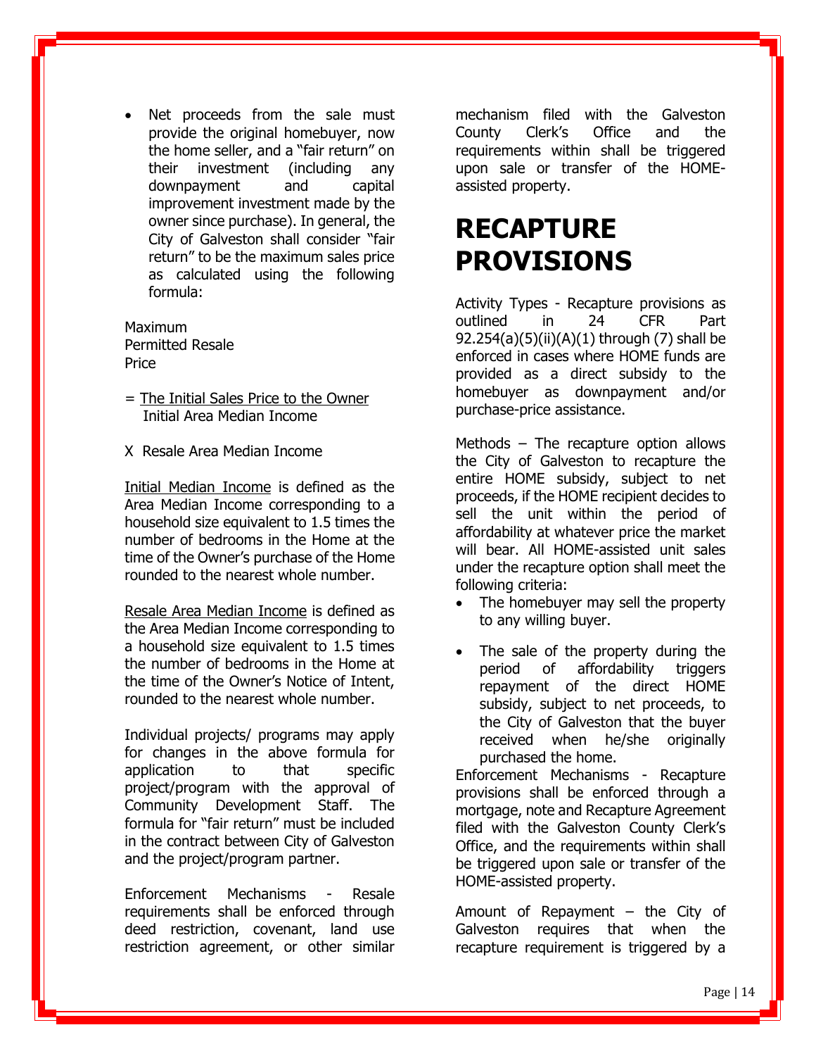- Net proceeds from the sale must provide the original homebuyer, now the home seller, and a "fair return" on their investment (including any downpayment and capital improvement investment made by the owner since purchase). In general, the City of Galveston shall consider "fair return" to be the maximum sales price as calculated using the following formula:

$$\text{Maximum Permitted Resale Price} = \frac{\text{The Initial Sales Price to the Owner}}{\text{Initial Area Median Income}} \times \text{Resale Area Median Income}$$

Initial Median Income is defined as the Area Median Income corresponding to a household size equivalent to 1.5 times the number of bedrooms in the Home at the time of the Owner's purchase of the Home rounded to the nearest whole number.

Resale Area Median Income is defined as the Area Median Income corresponding to a household size equivalent to 1.5 times the number of bedrooms in the Home at the time of the Owner's Notice of Intent, rounded to the nearest whole number.

Individual projects/ programs may apply for changes in the above formula for application to that specific project/program with the approval of Community Development Staff. The formula for "fair return" must be included in the contract between City of Galveston and the project/program partner.

Enforcement Mechanisms - Resale requirements shall be enforced through deed restriction, covenant, land use restriction agreement, or other similar mechanism filed with the Galveston County Clerk's Office and the requirements within shall be triggered upon sale or transfer of the HOME-assisted property.

# RECAPTURE PROVISIONS

Activity Types - Recapture provisions as outlined in 24 CFR Part 92.254(a)(5)(ii)(A)(1) through (7) shall be enforced in cases where HOME funds are provided as a direct subsidy to the homebuyer as downpayment and/or purchase-price assistance.

Methods – The recapture option allows the City of Galveston to recapture the entire HOME subsidy, subject to net proceeds, if the HOME recipient decides to sell the unit within the period of affordability at whatever price the market will bear. All HOME-assisted unit sales under the recapture option shall meet the following criteria:

- The homebuyer may sell the property to any willing buyer.
- The sale of the property during the period of affordability triggers repayment of the direct HOME subsidy, subject to net proceeds, to the City of Galveston that the buyer received when he/she originally purchased the home.

Enforcement Mechanisms - Recapture provisions shall be enforced through a mortgage, note and Recapture Agreement filed with the Galveston County Clerk's Office, and the requirements within shall be triggered upon sale or transfer of the HOME-assisted property.

Amount of Repayment – the City of Galveston requires that when the recapture requirement is triggered by a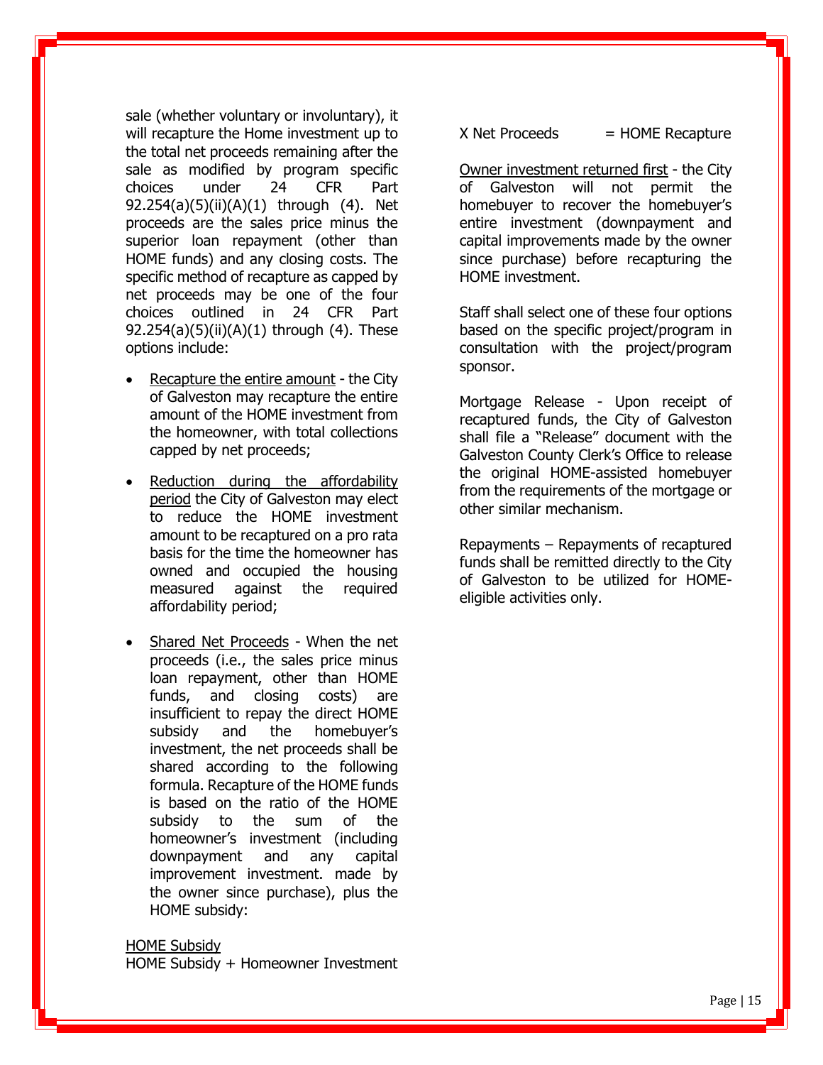sale (whether voluntary or involuntary), it will recapture the Home investment up to the total net proceeds remaining after the sale as modified by program specific choices under 24 CFR Part 92.254(a)(5)(ii)(A)(1) through (4). Net proceeds are the sales price minus the superior loan repayment (other than HOME funds) and any closing costs. The specific method of recapture as capped by net proceeds may be one of the four choices outlined in 24 CFR Part 92.254(a)(5)(ii)(A)(1) through (4). These options include:

- <u>Recapture the entire amount</u> - the City of Galveston may recapture the entire amount of the HOME investment from the homeowner, with total collections capped by net proceeds;
- <u>Reduction during the affordability period</u> the City of Galveston may elect to reduce the HOME investment amount to be recaptured on a pro rata basis for the time the homeowner has owned and occupied the housing measured against the required affordability period;
- <u>Shared Net Proceeds</u> - When the net proceeds (i.e., the sales price minus loan repayment, other than HOME funds, and closing costs) are insufficient to repay the direct HOME subsidy and the homebuyer's investment, the net proceeds shall be shared according to the following formula. Recapture of the HOME funds is based on the ratio of the HOME subsidy to the sum of the homeowner's investment (including downpayment and any capital improvement investment. made by the owner since purchase), plus the HOME subsidy:

$$\frac{\text{HOME Subsidy}}{\text{HOME Subsidy + Homeowner Investment}} \times \text{Net Proceeds} = \text{HOME Recapture}$$

<u>Owner investment returned first</u> - the City of Galveston will not permit the homebuyer to recover the homebuyer's entire investment (downpayment and capital improvements made by the owner since purchase) before recapturing the HOME investment.

Staff shall select one of these four options based on the specific project/program in consultation with the project/program sponsor.

Mortgage Release - Upon receipt of recaptured funds, the City of Galveston shall file a "Release" document with the Galveston County Clerk's Office to release the original HOME-assisted homebuyer from the requirements of the mortgage or other similar mechanism.

Repayments – Repayments of recaptured funds shall be remitted directly to the City of Galveston to be utilized for HOME-eligible activities only.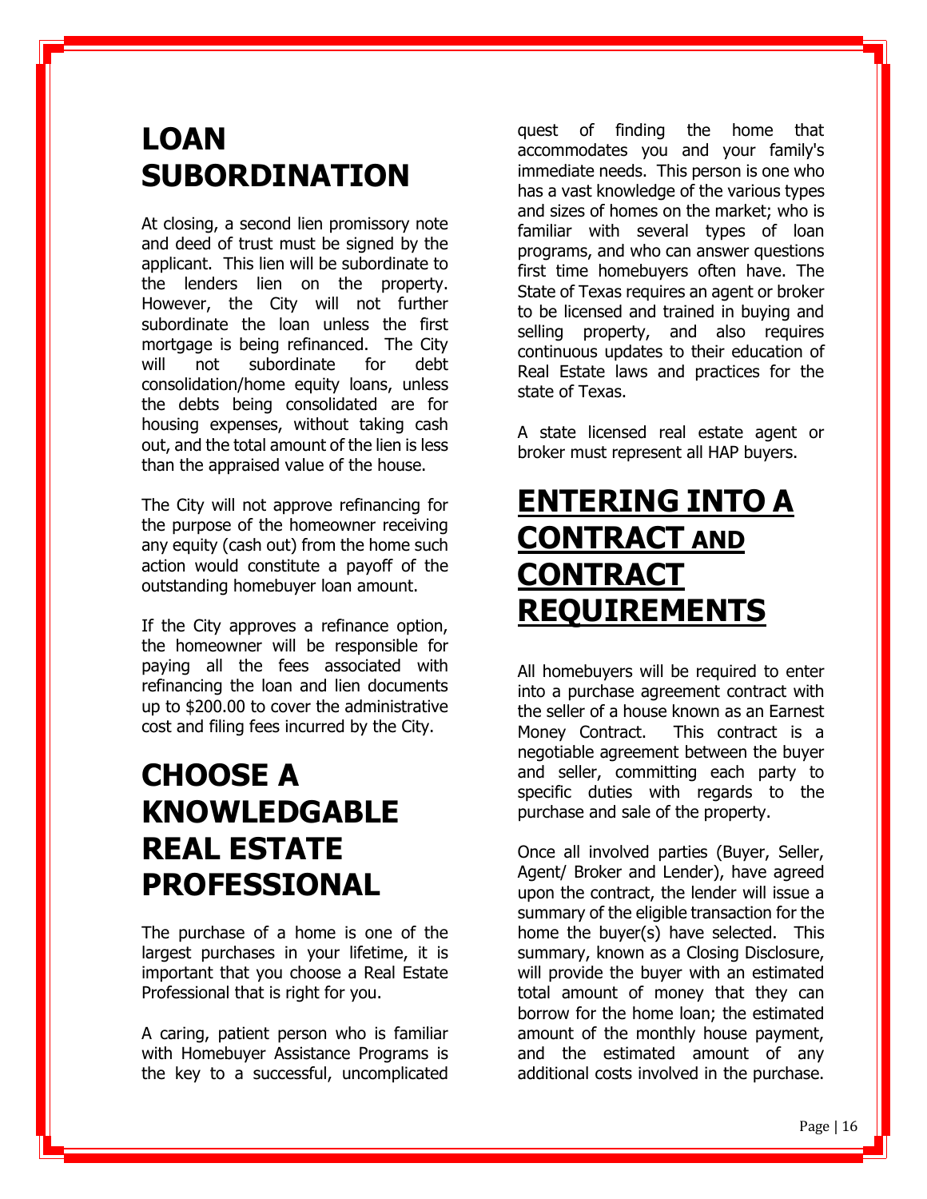# LOAN SUBORDINATION

At closing, a second lien promissory note and deed of trust must be signed by the applicant. This lien will be subordinate to the lenders lien on the property. However, the City will not further subordinate the loan unless the first mortgage is being refinanced. The City will not subordinate for debt consolidation/home equity loans, unless the debts being consolidated are for housing expenses, without taking cash out, and the total amount of the lien is less than the appraised value of the house.

The City will not approve refinancing for the purpose of the homeowner receiving any equity (cash out) from the home such action would constitute a payoff of the outstanding homebuyer loan amount.

If the City approves a refinance option, the homeowner will be responsible for paying all the fees associated with refinancing the loan and lien documents up to $200.00 to cover the administrative cost and filing fees incurred by the City.

# CHOOSE A KNOWLEDGABLE REAL ESTATE PROFESSIONAL

The purchase of a home is one of the largest purchases in your lifetime, it is important that you choose a Real Estate Professional that is right for you.

A caring, patient person who is familiar with Homebuyer Assistance Programs is the key to a successful, uncomplicated quest of finding the home that accommodates you and your family's immediate needs. This person is one who has a vast knowledge of the various types and sizes of homes on the market; who is familiar with several types of loan programs, and who can answer questions first time homebuyers often have. The State of Texas requires an agent or broker to be licensed and trained in buying and selling property, and also requires continuous updates to their education of Real Estate laws and practices for the state of Texas.

A state licensed real estate agent or broker must represent all HAP buyers.

# ENTERING INTO A CONTRACT AND CONTRACT REQUIREMENTS

All homebuyers will be required to enter into a purchase agreement contract with the seller of a house known as an Earnest Money Contract. This contract is a negotiable agreement between the buyer and seller, committing each party to specific duties with regards to the purchase and sale of the property.

Once all involved parties (Buyer, Seller, Agent/ Broker and Lender), have agreed upon the contract, the lender will issue a summary of the eligible transaction for the home the buyer(s) have selected. This summary, known as a Closing Disclosure, will provide the buyer with an estimated total amount of money that they can borrow for the home loan; the estimated amount of the monthly house payment, and the estimated amount of any additional costs involved in the purchase.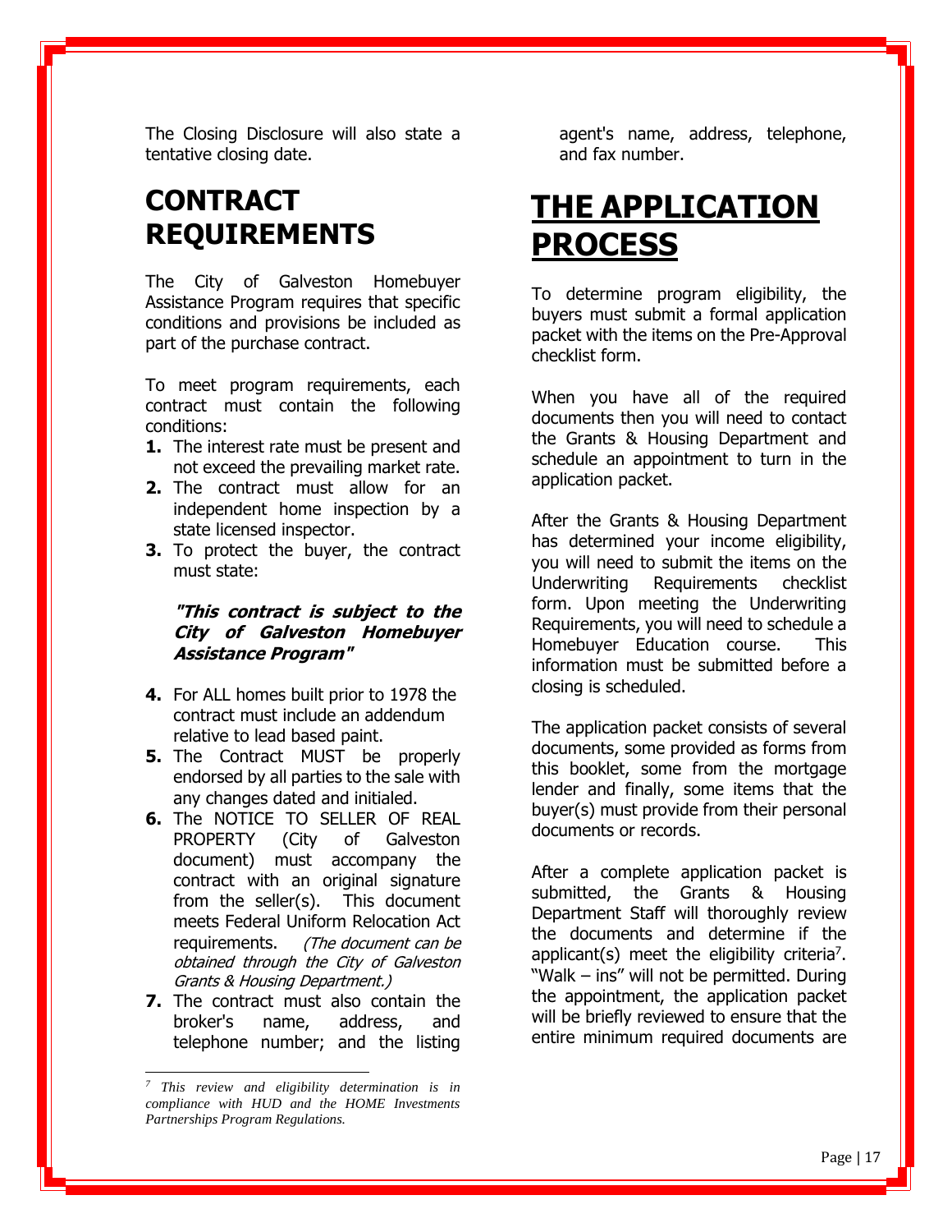The Closing Disclosure will also state a tentative closing date.

# CONTRACT REQUIREMENTS

The City of Galveston Homebuyer Assistance Program requires that specific conditions and provisions be included as part of the purchase contract.

To meet program requirements, each contract must contain the following conditions:

1. The interest rate must be present and not exceed the prevailing market rate.
2. The contract must allow for an independent home inspection by a state licensed inspector.
3. To protect the buyer, the contract must state:

   ***"This contract is subject to the City of Galveston Homebuyer Assistance Program"***

4. For ALL homes built prior to 1978 the contract must include an addendum relative to lead based paint.
5. The Contract MUST be properly endorsed by all parties to the sale with any changes dated and initialed.
6. The NOTICE TO SELLER OF REAL PROPERTY (City of Galveston document) must accompany the contract with an original signature from the seller(s). This document meets Federal Uniform Relocation Act requirements. *(The document can be obtained through the City of Galveston Grants & Housing Department.)*
7. The contract must also contain the broker's name, address, and telephone number; and the listing agent's name, address, telephone, and fax number.

# THE APPLICATION PROCESS

To determine program eligibility, the buyers must submit a formal application packet with the items on the Pre-Approval checklist form.

When you have all of the required documents then you will need to contact the Grants & Housing Department and schedule an appointment to turn in the application packet.

After the Grants & Housing Department has determined your income eligibility, you will need to submit the items on the Underwriting Requirements checklist form. Upon meeting the Underwriting Requirements, you will need to schedule a Homebuyer Education course. This information must be submitted before a closing is scheduled.

The application packet consists of several documents, some provided as forms from this booklet, some from the mortgage lender and finally, some items that the buyer(s) must provide from their personal documents or records.

After a complete application packet is submitted, the Grants & Housing Department Staff will thoroughly review the documents and determine if the applicant(s) meet the eligibility criteria[7]. "Walk – ins" will not be permitted. During the appointment, the application packet will be briefly reviewed to ensure that the entire minimum required documents are

[7] *This review and eligibility determination is in compliance with HUD and the HOME Investments Partnerships Program Regulations.*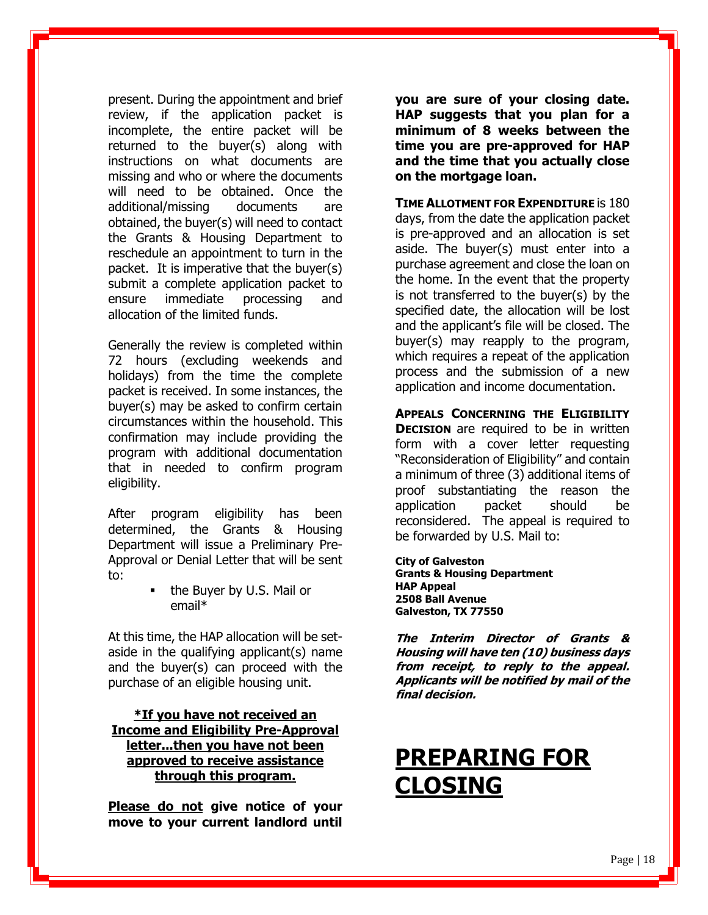present. During the appointment and brief review, if the application packet is incomplete, the entire packet will be returned to the buyer(s) along with instructions on what documents are missing and who or where the documents will need to be obtained. Once the additional/missing documents are obtained, the buyer(s) will need to contact the Grants & Housing Department to reschedule an appointment to turn in the packet. It is imperative that the buyer(s) submit a complete application packet to ensure immediate processing and allocation of the limited funds.

Generally the review is completed within 72 hours (excluding weekends and holidays) from the time the complete packet is received. In some instances, the buyer(s) may be asked to confirm certain circumstances within the household. This confirmation may include providing the program with additional documentation that in needed to confirm program eligibility.

After program eligibility has been determined, the Grants & Housing Department will issue a Preliminary Pre-Approval or Denial Letter that will be sent to:

- the Buyer by U.S. Mail or email*

At this time, the HAP allocation will be set-aside in the qualifying applicant(s) name and the buyer(s) can proceed with the purchase of an eligible housing unit.

**\*If you have not received an Income and Eligibility Pre-Approval letter...then you have not been approved to receive assistance through this program.**

**Please do not give notice of your move to your current landlord until you are sure of your closing date. HAP suggests that you plan for a minimum of 8 weeks between the time you are pre-approved for HAP and the time that you actually close on the mortgage loan.**

**TIME ALLOTMENT FOR EXPENDITURE** is 180 days, from the date the application packet is pre-approved and an allocation is set aside. The buyer(s) must enter into a purchase agreement and close the loan on the home. In the event that the property is not transferred to the buyer(s) by the specified date, the allocation will be lost and the applicant's file will be closed. The buyer(s) may reapply to the program, which requires a repeat of the application process and the submission of a new application and income documentation.

**APPEALS CONCERNING THE ELIGIBILITY DECISION** are required to be in written form with a cover letter requesting "Reconsideration of Eligibility" and contain a minimum of three (3) additional items of proof substantiating the reason the application packet should be reconsidered. The appeal is required to be forwarded by U.S. Mail to:

**City of Galveston**
**Grants & Housing Department**
**HAP Appeal**
**2508 Ball Avenue**
**Galveston, TX 77550**

***The Interim Director of Grants & Housing will have ten (10) business days from receipt, to reply to the appeal. Applicants will be notified by mail of the final decision.***

# PREPARING FOR CLOSING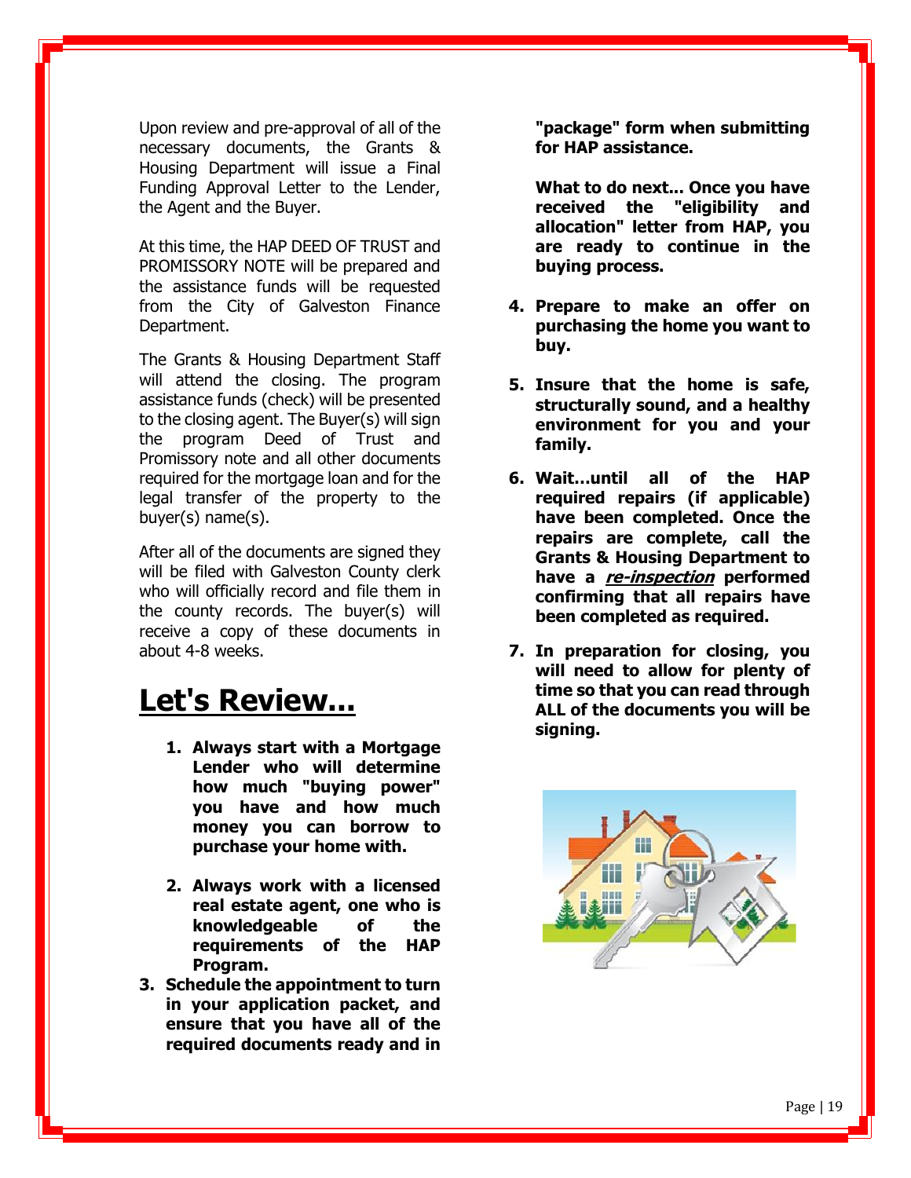Upon review and pre-approval of all of the necessary documents, the Grants & Housing Department will issue a Final Funding Approval Letter to the Lender, the Agent and the Buyer.

At this time, the HAP DEED OF TRUST and PROMISSORY NOTE will be prepared and the assistance funds will be requested from the City of Galveston Finance Department.

The Grants & Housing Department Staff will attend the closing. The program assistance funds (check) will be presented to the closing agent. The Buyer(s) will sign the program Deed of Trust and Promissory note and all other documents required for the mortgage loan and for the legal transfer of the property to the buyer(s) name(s).

After all of the documents are signed they will be filed with Galveston County clerk who will officially record and file them in the county records. The buyer(s) will receive a copy of these documents in about 4-8 weeks.

# Let's Review...

1. **Always start with a Mortgage Lender who will determine how much "buying power" you have and how much money you can borrow to purchase your home with.**
2. **Always work with a licensed real estate agent, one who is knowledgeable of the requirements of the HAP Program.**
3. **Schedule the appointment to turn in your application packet, and ensure that you have all of the required documents ready and in "package" form when submitting for HAP assistance.**

   **What to do next... Once you have received the "eligibility and allocation" letter from HAP, you are ready to continue in the buying process.**

4. **Prepare to make an offer on purchasing the home you want to buy.**
5. **Insure that the home is safe, structurally sound, and a healthy environment for you and your family.**
6. **Wait...until all of the HAP required repairs (if applicable) have been completed. Once the repairs are complete, call the Grants & Housing Department to have a _re-inspection_ performed confirming that all repairs have been completed as required.**
7. **In preparation for closing, you will need to allow for plenty of time so that you can read through ALL of the documents you will be signing.**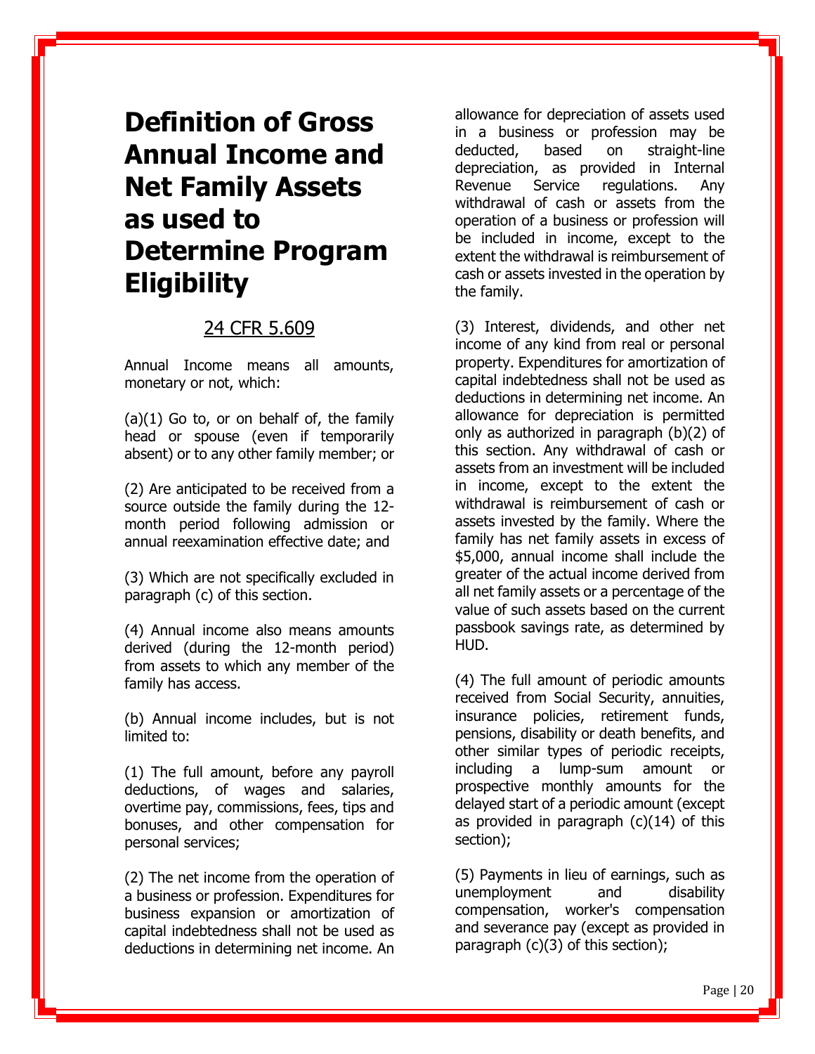# Definition of Gross Annual Income and Net Family Assets as used to Determine Program Eligibility

## 24 CFR 5.609

Annual Income means all amounts, monetary or not, which:

(a)(1) Go to, or on behalf of, the family head or spouse (even if temporarily absent) or to any other family member; or

(2) Are anticipated to be received from a source outside the family during the 12-month period following admission or annual reexamination effective date; and

(3) Which are not specifically excluded in paragraph (c) of this section.

(4) Annual income also means amounts derived (during the 12-month period) from assets to which any member of the family has access.

(b) Annual income includes, but is not limited to:

(1) The full amount, before any payroll deductions, of wages and salaries, overtime pay, commissions, fees, tips and bonuses, and other compensation for personal services;

(2) The net income from the operation of a business or profession. Expenditures for business expansion or amortization of capital indebtedness shall not be used as deductions in determining net income. An allowance for depreciation of assets used in a business or profession may be deducted, based on straight-line depreciation, as provided in Internal Revenue Service regulations. Any withdrawal of cash or assets from the operation of a business or profession will be included in income, except to the extent the withdrawal is reimbursement of cash or assets invested in the operation by the family.

(3) Interest, dividends, and other net income of any kind from real or personal property. Expenditures for amortization of capital indebtedness shall not be used as deductions in determining net income. An allowance for depreciation is permitted only as authorized in paragraph (b)(2) of this section. Any withdrawal of cash or assets from an investment will be included in income, except to the extent the withdrawal is reimbursement of cash or assets invested by the family. Where the family has net family assets in excess of $5,000, annual income shall include the greater of the actual income derived from all net family assets or a percentage of the value of such assets based on the current passbook savings rate, as determined by HUD.

(4) The full amount of periodic amounts received from Social Security, annuities, insurance policies, retirement funds, pensions, disability or death benefits, and other similar types of periodic receipts, including a lump-sum amount or prospective monthly amounts for the delayed start of a periodic amount (except as provided in paragraph (c)(14) of this section);

(5) Payments in lieu of earnings, such as unemployment and disability compensation, worker's compensation and severance pay (except as provided in paragraph (c)(3) of this section);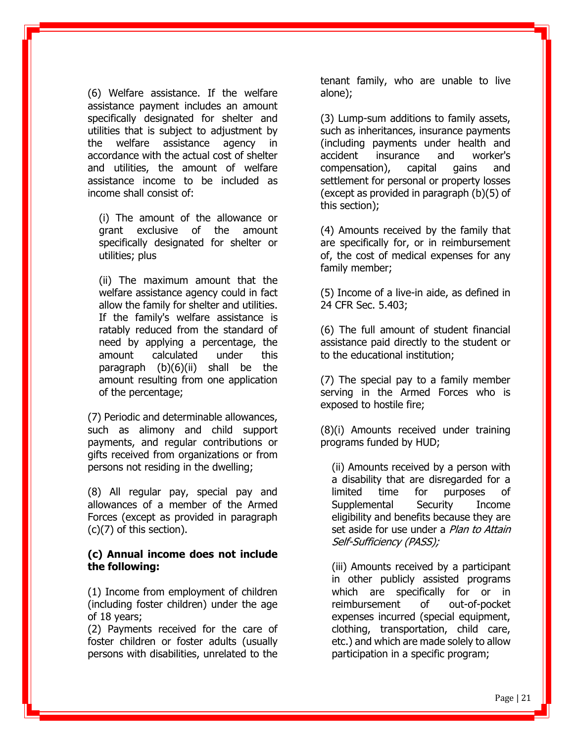(6) Welfare assistance. If the welfare assistance payment includes an amount specifically designated for shelter and utilities that is subject to adjustment by the welfare assistance agency in accordance with the actual cost of shelter and utilities, the amount of welfare assistance income to be included as income shall consist of:

(i) The amount of the allowance or grant exclusive of the amount specifically designated for shelter or utilities; plus

(ii) The maximum amount that the welfare assistance agency could in fact allow the family for shelter and utilities. If the family's welfare assistance is ratably reduced from the standard of need by applying a percentage, the amount calculated under this paragraph (b)(6)(ii) shall be the amount resulting from one application of the percentage;

(7) Periodic and determinable allowances, such as alimony and child support payments, and regular contributions or gifts received from organizations or from persons not residing in the dwelling;

(8) All regular pay, special pay and allowances of a member of the Armed Forces (except as provided in paragraph (c)(7) of this section).

**(c) Annual income does not include the following:**

(1) Income from employment of children (including foster children) under the age of 18 years;

(2) Payments received for the care of foster children or foster adults (usually persons with disabilities, unrelated to the tenant family, who are unable to live alone);

(3) Lump-sum additions to family assets, such as inheritances, insurance payments (including payments under health and accident insurance and worker's compensation), capital gains and settlement for personal or property losses (except as provided in paragraph (b)(5) of this section);

(4) Amounts received by the family that are specifically for, or in reimbursement of, the cost of medical expenses for any family member;

(5) Income of a live-in aide, as defined in 24 CFR Sec. 5.403;

(6) The full amount of student financial assistance paid directly to the student or to the educational institution;

(7) The special pay to a family member serving in the Armed Forces who is exposed to hostile fire;

(8)(i) Amounts received under training programs funded by HUD;

(ii) Amounts received by a person with a disability that are disregarded for a limited time for purposes of Supplemental Security Income eligibility and benefits because they are set aside for use under a *Plan to Attain Self-Sufficiency (PASS);*

(iii) Amounts received by a participant in other publicly assisted programs which are specifically for or in reimbursement of out-of-pocket expenses incurred (special equipment, clothing, transportation, child care, etc.) and which are made solely to allow participation in a specific program;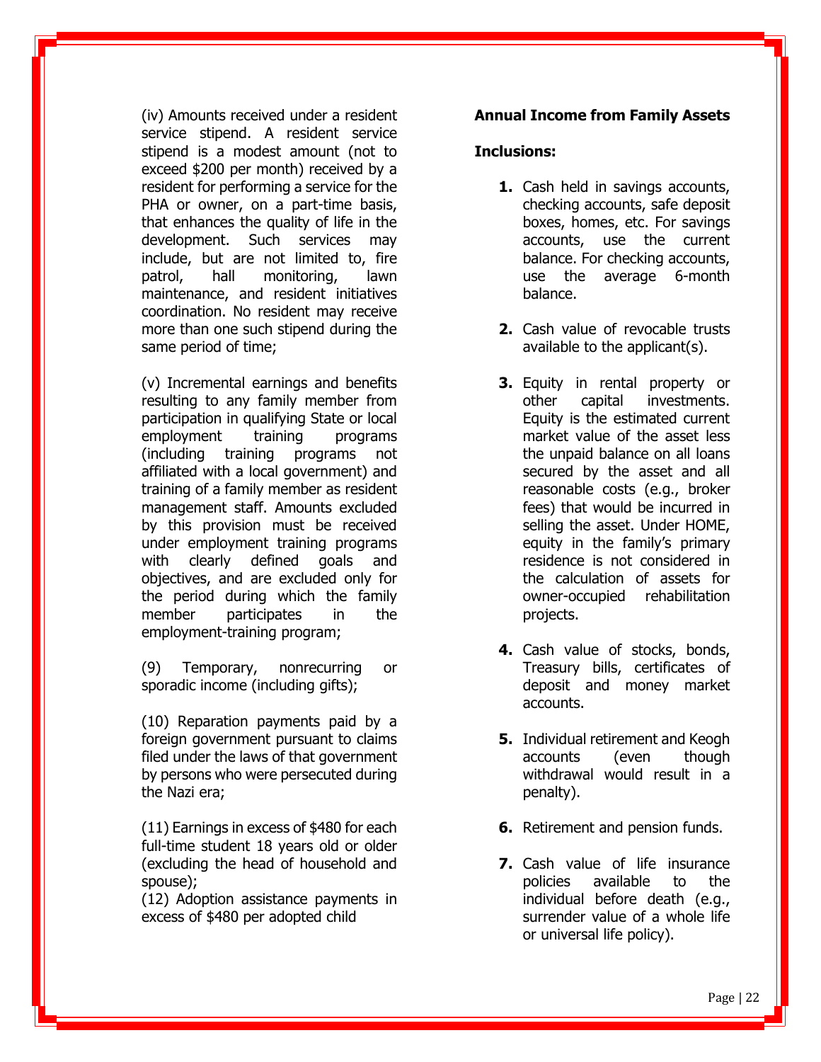(iv) Amounts received under a resident service stipend. A resident service stipend is a modest amount (not to exceed $200 per month) received by a resident for performing a service for the PHA or owner, on a part-time basis, that enhances the quality of life in the development. Such services may include, but are not limited to, fire patrol, hall monitoring, lawn maintenance, and resident initiatives coordination. No resident may receive more than one such stipend during the same period of time;

(v) Incremental earnings and benefits resulting to any family member from participation in qualifying State or local employment training programs (including training programs not affiliated with a local government) and training of a family member as resident management staff. Amounts excluded by this provision must be received under employment training programs with clearly defined goals and objectives, and are excluded only for the period during which the family member participates in the employment-training program;

(9) Temporary, nonrecurring or sporadic income (including gifts);

(10) Reparation payments paid by a foreign government pursuant to claims filed under the laws of that government by persons who were persecuted during the Nazi era;

(11) Earnings in excess of $480 for each full-time student 18 years old or older (excluding the head of household and spouse);
(12) Adoption assistance payments in excess of $480 per adopted child

**Annual Income from Family Assets**

**Inclusions:**

1. Cash held in savings accounts, checking accounts, safe deposit boxes, homes, etc. For savings accounts, use the current balance. For checking accounts, use the average 6-month balance.

2. Cash value of revocable trusts available to the applicant(s).

3. Equity in rental property or other capital investments. Equity is the estimated current market value of the asset less the unpaid balance on all loans secured by the asset and all reasonable costs (e.g., broker fees) that would be incurred in selling the asset. Under HOME, equity in the family's primary residence is not considered in the calculation of assets for owner-occupied rehabilitation projects.

4. Cash value of stocks, bonds, Treasury bills, certificates of deposit and money market accounts.

5. Individual retirement and Keogh accounts (even though withdrawal would result in a penalty).

6. Retirement and pension funds.

7. Cash value of life insurance policies available to the individual before death (e.g., surrender value of a whole life or universal life policy).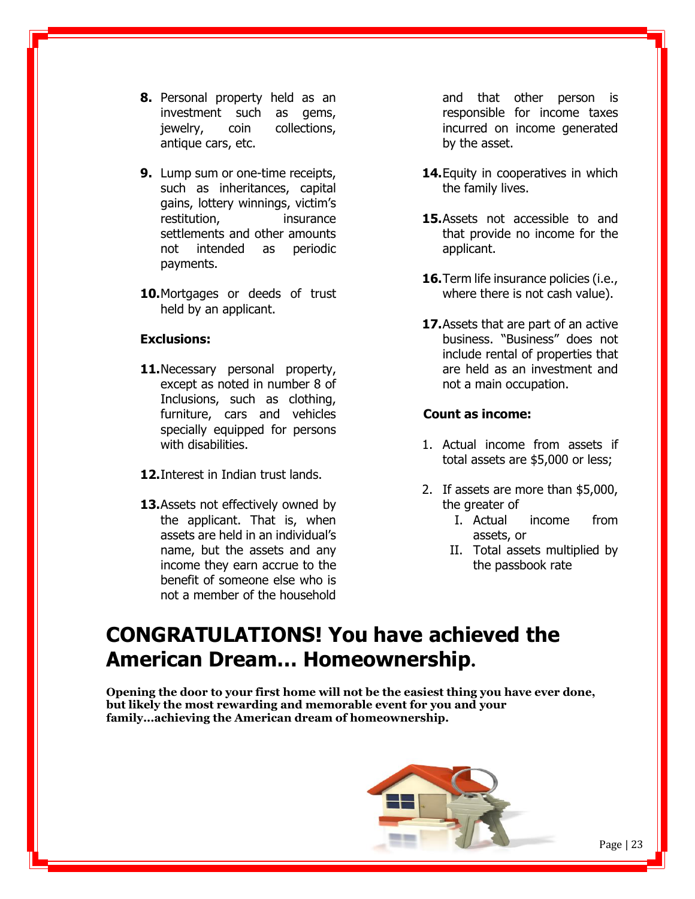8. Personal property held as an investment such as gems, jewelry, coin collections, antique cars, etc.

9. Lump sum or one-time receipts, such as inheritances, capital gains, lottery winnings, victim's restitution, insurance settlements and other amounts not intended as periodic payments.

10. Mortgages or deeds of trust held by an applicant.

**Exclusions:**

11. Necessary personal property, except as noted in number 8 of Inclusions, such as clothing, furniture, cars and vehicles specially equipped for persons with disabilities.

12. Interest in Indian trust lands.

13. Assets not effectively owned by the applicant. That is, when assets are held in an individual's name, but the assets and any income they earn accrue to the benefit of someone else who is not a member of the household and that other person is responsible for income taxes incurred on income generated by the asset.

14. Equity in cooperatives in which the family lives.

15. Assets not accessible to and that provide no income for the applicant.

16. Term life insurance policies (i.e., where there is not cash value).

17. Assets that are part of an active business. "Business" does not include rental of properties that are held as an investment and not a main occupation.

**Count as income:**

1. Actual income from assets if total assets are $5,000 or less;
2. If assets are more than $5,000, the greater of
   I. Actual income from assets, or
   II. Total assets multiplied by the passbook rate

# CONGRATULATIONS! You have achieved the American Dream… Homeownership.

**Opening the door to your first home will not be the easiest thing you have ever done, but likely the most rewarding and memorable event for you and your family…achieving the American dream of homeownership.**